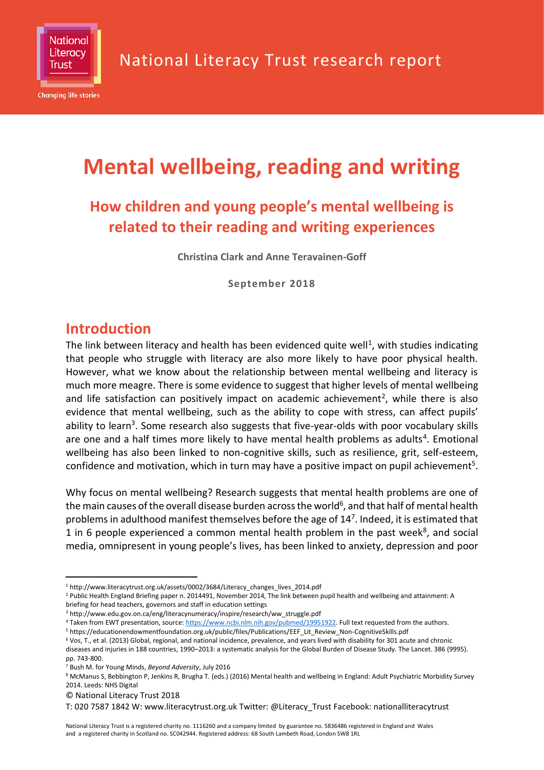National Literacy Trust research report

# Mental wellbeing, reading and writing

## How children and young people's mental wellbeing is related to their reading and writing experiences

**Christina Clark and Anne Teravainen-Goff**

**September 2018**

## Introduction

The link between literacy and health has been evidenced quite well[1], with studies indicating that people who struggle with literacy are also more likely to have poor physical health. However, what we know about the relationship between mental wellbeing and literacy is much more meagre. There is some evidence to suggest that higher levels of mental wellbeing and life satisfaction can positively impact on academic achievement[2], while there is also evidence that mental wellbeing, such as the ability to cope with stress, can affect pupils' ability to learn[3]. Some research also suggests that five-year-olds with poor vocabulary skills are one and a half times more likely to have mental health problems as adults[4]. Emotional wellbeing has also been linked to non-cognitive skills, such as resilience, grit, self-esteem, confidence and motivation, which in turn may have a positive impact on pupil achievement[5].

Why focus on mental wellbeing? Research suggests that mental health problems are one of the main causes of the overall disease burden across the world[6], and that half of mental health problems in adulthood manifest themselves before the age of 14[7]. Indeed, it is estimated that 1 in 6 people experienced a common mental health problem in the past week[8], and social media, omnipresent in young people's lives, has been linked to anxiety, depression and poor

---

[1] http://www.literacytrust.org.uk/assets/0002/3684/Literacy_changes_lives_2014.pdf

[2] Public Health England Briefing paper n. 2014491, November 2014, The link between pupil health and wellbeing and attainment: A briefing for head teachers, governors and staff in education settings

[3] http://www.edu.gov.on.ca/eng/literacynumeracy/inspire/research/ww_struggle.pdf

[4] Taken from EWT presentation, source: https://www.ncbi.nlm.nih.gov/pubmed/19951922. Full text requested from the authors.

[5] https://educationendowmentfoundation.org.uk/public/files/Publications/EEF_Lit_Review_Non-CognitiveSkills.pdf

[6] Vos, T., et al. (2013) Global, regional, and national incidence, prevalence, and years lived with disability for 301 acute and chronic diseases and injuries in 188 countries, 1990–2013: a systematic analysis for the Global Burden of Disease Study. The Lancet. 386 (9995). pp. 743-800.

[7] Bush M. for Young Minds, *Beyond Adversity*, July 2016

[8] McManus S, Bebbington P, Jenkins R, Brugha T. (eds.) (2016) Mental health and wellbeing in England: Adult Psychiatric Morbidity Survey 2014. Leeds: NHS Digital

© National Literacy Trust 2018

T: 020 7587 1842 W: www.literacytrust.org.uk Twitter: @Literacy_Trust Facebook: nationalliteracytrust

National Literacy Trust is a registered charity no. 1116260 and a company limited by guarantee no. 5836486 registered in England and Wales and a registered charity in Scotland no. SC042944. Registered address: 68 South Lambeth Road, London SW8 1RL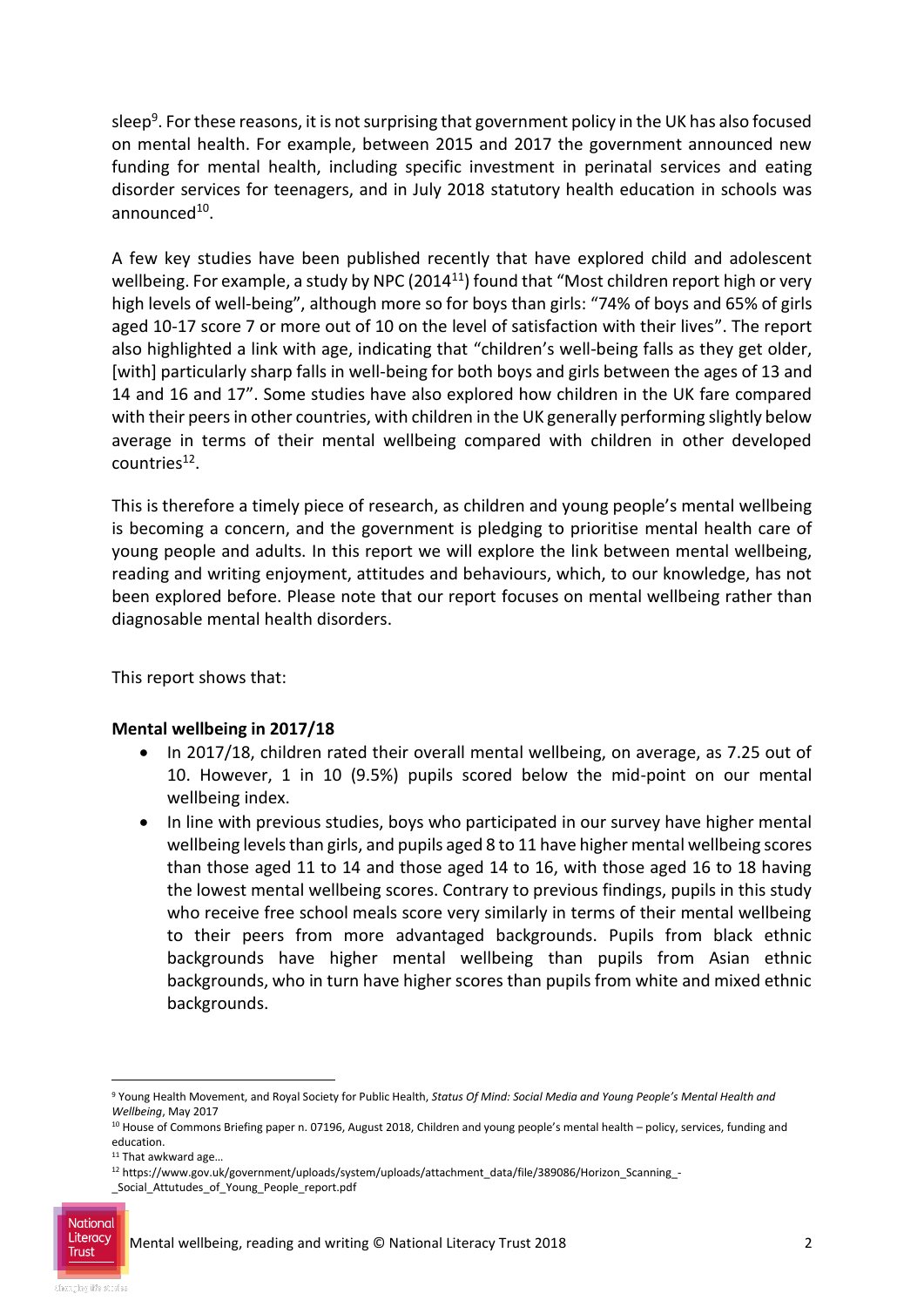sleep[9]. For these reasons, it is not surprising that government policy in the UK has also focused on mental health. For example, between 2015 and 2017 the government announced new funding for mental health, including specific investment in perinatal services and eating disorder services for teenagers, and in July 2018 statutory health education in schools was announced[10].

A few key studies have been published recently that have explored child and adolescent wellbeing. For example, a study by NPC (2014[11]) found that "Most children report high or very high levels of well-being", although more so for boys than girls: "74% of boys and 65% of girls aged 10-17 score 7 or more out of 10 on the level of satisfaction with their lives". The report also highlighted a link with age, indicating that "children's well-being falls as they get older, [with] particularly sharp falls in well-being for both boys and girls between the ages of 13 and 14 and 16 and 17". Some studies have also explored how children in the UK fare compared with their peers in other countries, with children in the UK generally performing slightly below average in terms of their mental wellbeing compared with children in other developed countries[12].

This is therefore a timely piece of research, as children and young people's mental wellbeing is becoming a concern, and the government is pledging to prioritise mental health care of young people and adults. In this report we will explore the link between mental wellbeing, reading and writing enjoyment, attitudes and behaviours, which, to our knowledge, has not been explored before. Please note that our report focuses on mental wellbeing rather than diagnosable mental health disorders.

This report shows that:

**Mental wellbeing in 2017/18**

- In 2017/18, children rated their overall mental wellbeing, on average, as 7.25 out of 10. However, 1 in 10 (9.5%) pupils scored below the mid-point on our mental wellbeing index.
- In line with previous studies, boys who participated in our survey have higher mental wellbeing levels than girls, and pupils aged 8 to 11 have higher mental wellbeing scores than those aged 11 to 14 and those aged 14 to 16, with those aged 16 to 18 having the lowest mental wellbeing scores. Contrary to previous findings, pupils in this study who receive free school meals score very similarly in terms of their mental wellbeing to their peers from more advantaged backgrounds. Pupils from black ethnic backgrounds have higher mental wellbeing than pupils from Asian ethnic backgrounds, who in turn have higher scores than pupils from white and mixed ethnic backgrounds.

---

[9] Young Health Movement, and Royal Society for Public Health, *Status Of Mind: Social Media and Young People's Mental Health and Wellbeing*, May 2017

[10] House of Commons Briefing paper n. 07196, August 2018, Children and young people's mental health – policy, services, funding and education.

[11] That awkward age…

[12] https://www.gov.uk/government/uploads/system/uploads/attachment_data/file/389086/Horizon_Scanning_-_Social_Attutudes_of_Young_People_report.pdf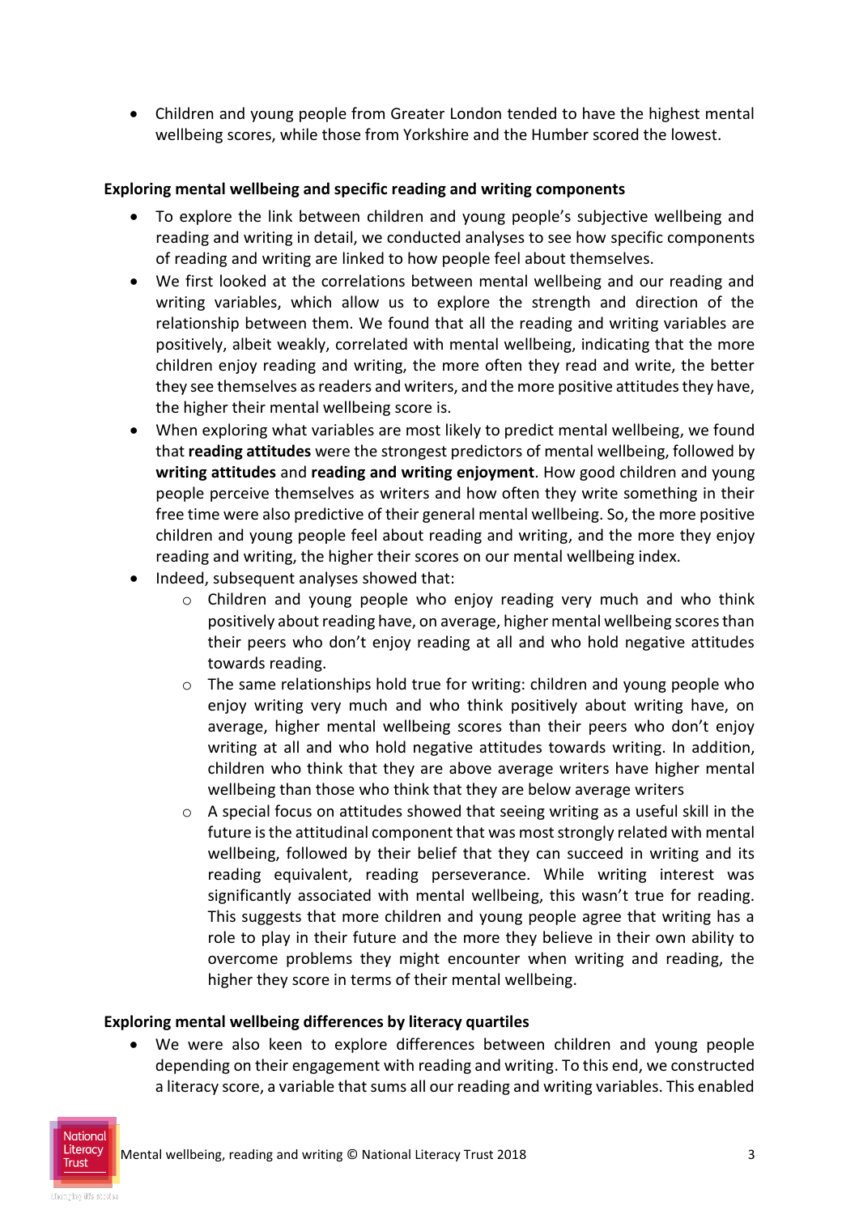- Children and young people from Greater London tended to have the highest mental wellbeing scores, while those from Yorkshire and the Humber scored the lowest.

**Exploring mental wellbeing and specific reading and writing components**

- To explore the link between children and young people's subjective wellbeing and reading and writing in detail, we conducted analyses to see how specific components of reading and writing are linked to how people feel about themselves.
- We first looked at the correlations between mental wellbeing and our reading and writing variables, which allow us to explore the strength and direction of the relationship between them. We found that all the reading and writing variables are positively, albeit weakly, correlated with mental wellbeing, indicating that the more children enjoy reading and writing, the more often they read and write, the better they see themselves as readers and writers, and the more positive attitudes they have, the higher their mental wellbeing score is.
- When exploring what variables are most likely to predict mental wellbeing, we found that **reading attitudes** were the strongest predictors of mental wellbeing, followed by **writing attitudes** and **reading and writing enjoyment**. How good children and young people perceive themselves as writers and how often they write something in their free time were also predictive of their general mental wellbeing. So, the more positive children and young people feel about reading and writing, and the more they enjoy reading and writing, the higher their scores on our mental wellbeing index.
- Indeed, subsequent analyses showed that:
  - Children and young people who enjoy reading very much and who think positively about reading have, on average, higher mental wellbeing scores than their peers who don't enjoy reading at all and who hold negative attitudes towards reading.
  - The same relationships hold true for writing: children and young people who enjoy writing very much and who think positively about writing have, on average, higher mental wellbeing scores than their peers who don't enjoy writing at all and who hold negative attitudes towards writing. In addition, children who think that they are above average writers have higher mental wellbeing than those who think that they are below average writers
  - A special focus on attitudes showed that seeing writing as a useful skill in the future is the attitudinal component that was most strongly related with mental wellbeing, followed by their belief that they can succeed in writing and its reading equivalent, reading perseverance. While writing interest was significantly associated with mental wellbeing, this wasn't true for reading. This suggests that more children and young people agree that writing has a role to play in their future and the more they believe in their own ability to overcome problems they might encounter when writing and reading, the higher they score in terms of their mental wellbeing.

**Exploring mental wellbeing differences by literacy quartiles**

- We were also keen to explore differences between children and young people depending on their engagement with reading and writing. To this end, we constructed a literacy score, a variable that sums all our reading and writing variables. This enabled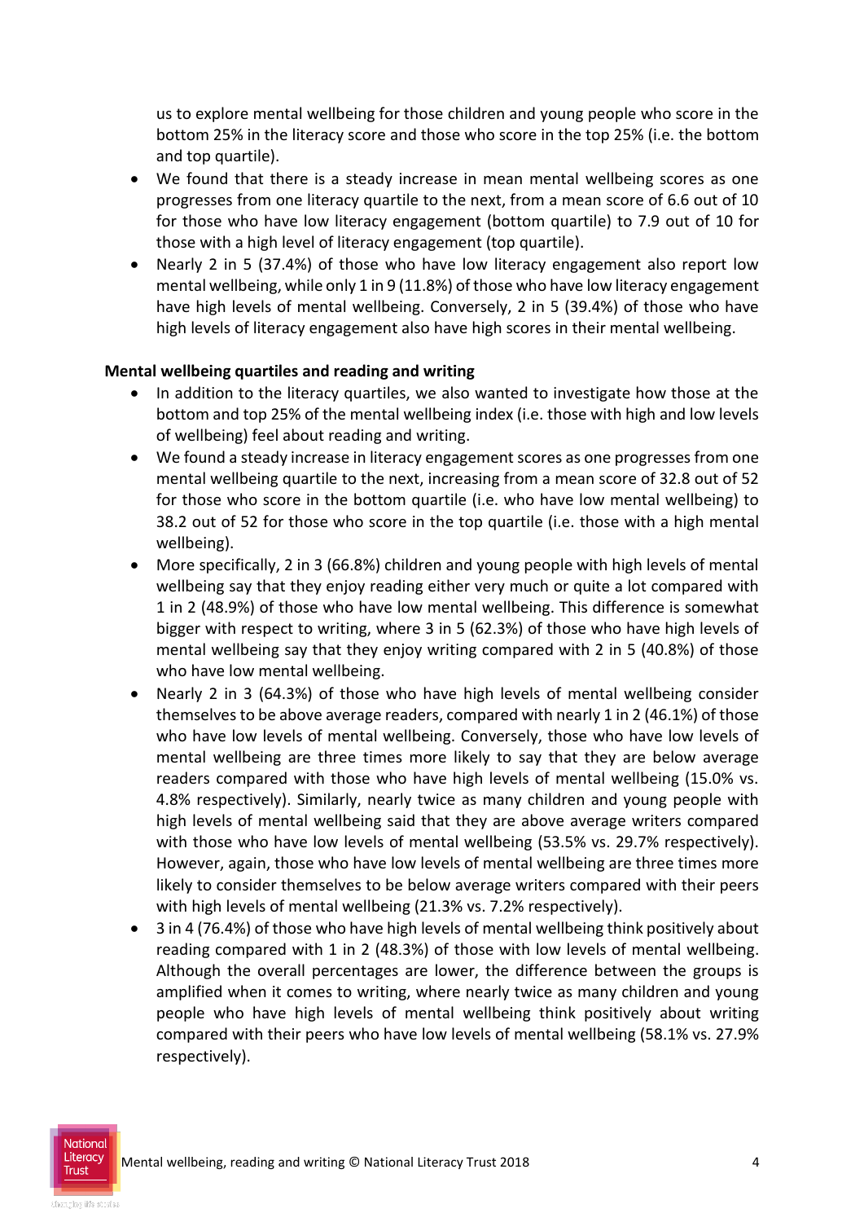us to explore mental wellbeing for those children and young people who score in the bottom 25% in the literacy score and those who score in the top 25% (i.e. the bottom and top quartile).

- We found that there is a steady increase in mean mental wellbeing scores as one progresses from one literacy quartile to the next, from a mean score of 6.6 out of 10 for those who have low literacy engagement (bottom quartile) to 7.9 out of 10 for those with a high level of literacy engagement (top quartile).
- Nearly 2 in 5 (37.4%) of those who have low literacy engagement also report low mental wellbeing, while only 1 in 9 (11.8%) of those who have low literacy engagement have high levels of mental wellbeing. Conversely, 2 in 5 (39.4%) of those who have high levels of literacy engagement also have high scores in their mental wellbeing.

**Mental wellbeing quartiles and reading and writing**

- In addition to the literacy quartiles, we also wanted to investigate how those at the bottom and top 25% of the mental wellbeing index (i.e. those with high and low levels of wellbeing) feel about reading and writing.
- We found a steady increase in literacy engagement scores as one progresses from one mental wellbeing quartile to the next, increasing from a mean score of 32.8 out of 52 for those who score in the bottom quartile (i.e. who have low mental wellbeing) to 38.2 out of 52 for those who score in the top quartile (i.e. those with a high mental wellbeing).
- More specifically, 2 in 3 (66.8%) children and young people with high levels of mental wellbeing say that they enjoy reading either very much or quite a lot compared with 1 in 2 (48.9%) of those who have low mental wellbeing. This difference is somewhat bigger with respect to writing, where 3 in 5 (62.3%) of those who have high levels of mental wellbeing say that they enjoy writing compared with 2 in 5 (40.8%) of those who have low mental wellbeing.
- Nearly 2 in 3 (64.3%) of those who have high levels of mental wellbeing consider themselves to be above average readers, compared with nearly 1 in 2 (46.1%) of those who have low levels of mental wellbeing. Conversely, those who have low levels of mental wellbeing are three times more likely to say that they are below average readers compared with those who have high levels of mental wellbeing (15.0% vs. 4.8% respectively). Similarly, nearly twice as many children and young people with high levels of mental wellbeing said that they are above average writers compared with those who have low levels of mental wellbeing (53.5% vs. 29.7% respectively). However, again, those who have low levels of mental wellbeing are three times more likely to consider themselves to be below average writers compared with their peers with high levels of mental wellbeing (21.3% vs. 7.2% respectively).
- 3 in 4 (76.4%) of those who have high levels of mental wellbeing think positively about reading compared with 1 in 2 (48.3%) of those with low levels of mental wellbeing. Although the overall percentages are lower, the difference between the groups is amplified when it comes to writing, where nearly twice as many children and young people who have high levels of mental wellbeing think positively about writing compared with their peers who have low levels of mental wellbeing (58.1% vs. 27.9% respectively).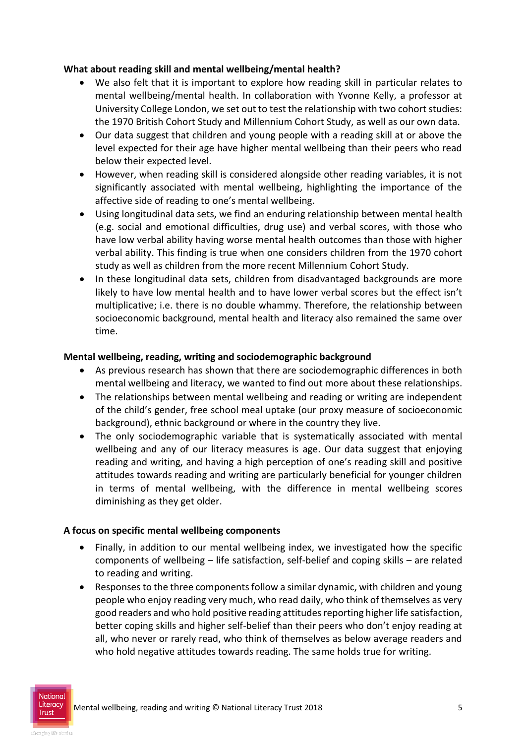**What about reading skill and mental wellbeing/mental health?**

- We also felt that it is important to explore how reading skill in particular relates to mental wellbeing/mental health. In collaboration with Yvonne Kelly, a professor at University College London, we set out to test the relationship with two cohort studies: the 1970 British Cohort Study and Millennium Cohort Study, as well as our own data.
- Our data suggest that children and young people with a reading skill at or above the level expected for their age have higher mental wellbeing than their peers who read below their expected level.
- However, when reading skill is considered alongside other reading variables, it is not significantly associated with mental wellbeing, highlighting the importance of the affective side of reading to one's mental wellbeing.
- Using longitudinal data sets, we find an enduring relationship between mental health (e.g. social and emotional difficulties, drug use) and verbal scores, with those who have low verbal ability having worse mental health outcomes than those with higher verbal ability. This finding is true when one considers children from the 1970 cohort study as well as children from the more recent Millennium Cohort Study.
- In these longitudinal data sets, children from disadvantaged backgrounds are more likely to have low mental health and to have lower verbal scores but the effect isn't multiplicative; i.e. there is no double whammy. Therefore, the relationship between socioeconomic background, mental health and literacy also remained the same over time.

**Mental wellbeing, reading, writing and sociodemographic background**

- As previous research has shown that there are sociodemographic differences in both mental wellbeing and literacy, we wanted to find out more about these relationships.
- The relationships between mental wellbeing and reading or writing are independent of the child's gender, free school meal uptake (our proxy measure of socioeconomic background), ethnic background or where in the country they live.
- The only sociodemographic variable that is systematically associated with mental wellbeing and any of our literacy measures is age. Our data suggest that enjoying reading and writing, and having a high perception of one's reading skill and positive attitudes towards reading and writing are particularly beneficial for younger children in terms of mental wellbeing, with the difference in mental wellbeing scores diminishing as they get older.

**A focus on specific mental wellbeing components**

- Finally, in addition to our mental wellbeing index, we investigated how the specific components of wellbeing – life satisfaction, self-belief and coping skills – are related to reading and writing.
- Responses to the three components follow a similar dynamic, with children and young people who enjoy reading very much, who read daily, who think of themselves as very good readers and who hold positive reading attitudes reporting higher life satisfaction, better coping skills and higher self-belief than their peers who don't enjoy reading at all, who never or rarely read, who think of themselves as below average readers and who hold negative attitudes towards reading. The same holds true for writing.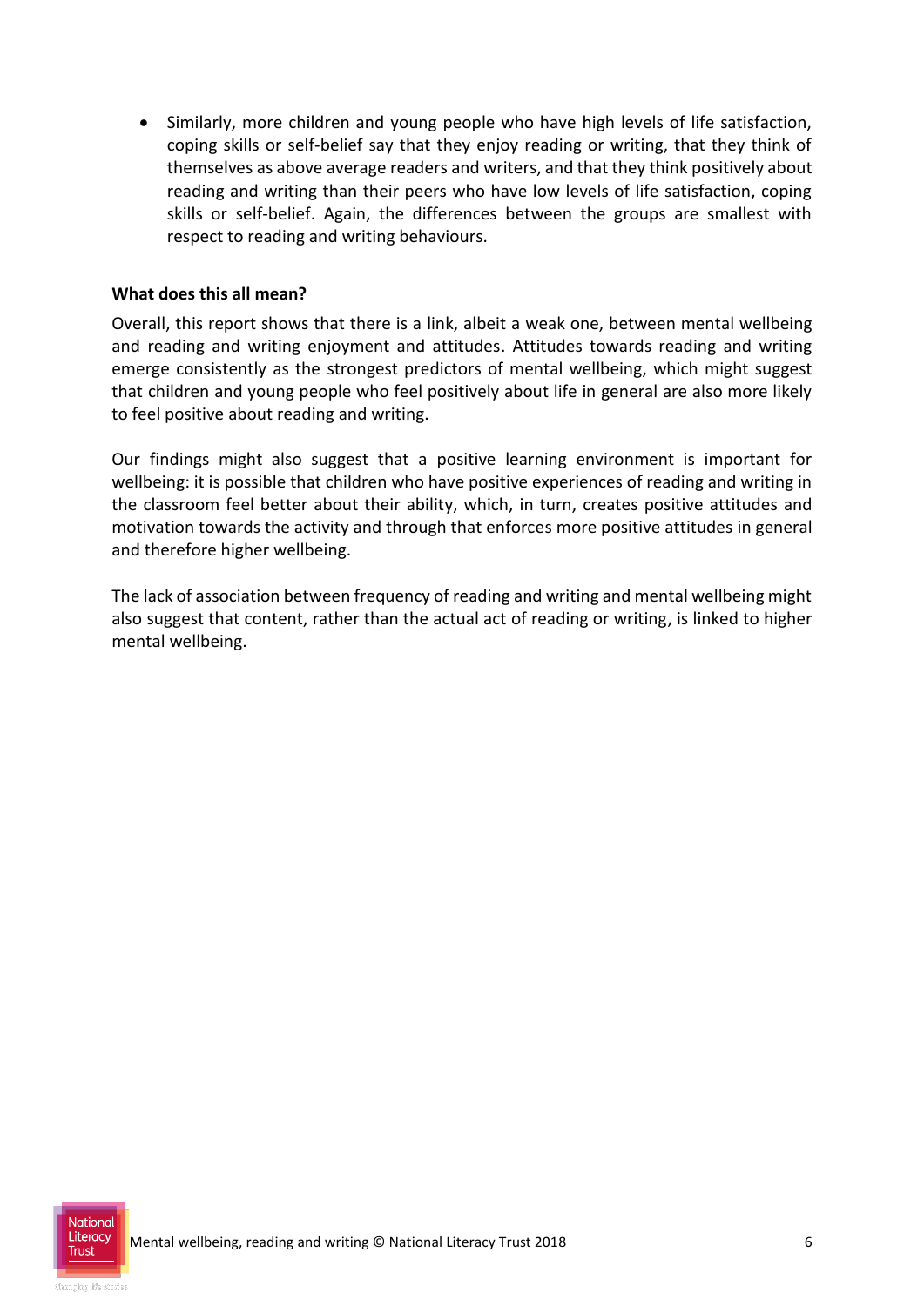- Similarly, more children and young people who have high levels of life satisfaction, coping skills or self-belief say that they enjoy reading or writing, that they think of themselves as above average readers and writers, and that they think positively about reading and writing than their peers who have low levels of life satisfaction, coping skills or self-belief. Again, the differences between the groups are smallest with respect to reading and writing behaviours.

**What does this all mean?**

Overall, this report shows that there is a link, albeit a weak one, between mental wellbeing and reading and writing enjoyment and attitudes. Attitudes towards reading and writing emerge consistently as the strongest predictors of mental wellbeing, which might suggest that children and young people who feel positively about life in general are also more likely to feel positive about reading and writing.

Our findings might also suggest that a positive learning environment is important for wellbeing: it is possible that children who have positive experiences of reading and writing in the classroom feel better about their ability, which, in turn, creates positive attitudes and motivation towards the activity and through that enforces more positive attitudes in general and therefore higher wellbeing.

The lack of association between frequency of reading and writing and mental wellbeing might also suggest that content, rather than the actual act of reading or writing, is linked to higher mental wellbeing.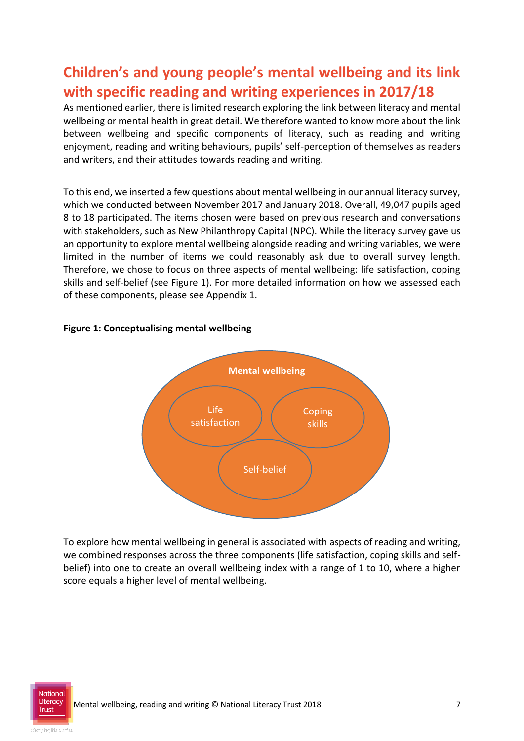## Children's and young people's mental wellbeing and its link with specific reading and writing experiences in 2017/18

As mentioned earlier, there is limited research exploring the link between literacy and mental wellbeing or mental health in great detail. We therefore wanted to know more about the link between wellbeing and specific components of literacy, such as reading and writing enjoyment, reading and writing behaviours, pupils' self-perception of themselves as readers and writers, and their attitudes towards reading and writing.

To this end, we inserted a few questions about mental wellbeing in our annual literacy survey, which we conducted between November 2017 and January 2018. Overall, 49,047 pupils aged 8 to 18 participated. The items chosen were based on previous research and conversations with stakeholders, such as New Philanthropy Capital (NPC). While the literacy survey gave us an opportunity to explore mental wellbeing alongside reading and writing variables, we were limited in the number of items we could reasonably ask due to overall survey length. Therefore, we chose to focus on three aspects of mental wellbeing: life satisfaction, coping skills and self-belief (see Figure 1). For more detailed information on how we assessed each of these components, please see Appendix 1.

**Figure 1: Conceptualising mental wellbeing**

Mental wellbeing

Life satisfaction

Coping skills

Self-belief

To explore how mental wellbeing in general is associated with aspects of reading and writing, we combined responses across the three components (life satisfaction, coping skills and self-belief) into one to create an overall wellbeing index with a range of 1 to 10, where a higher score equals a higher level of mental wellbeing.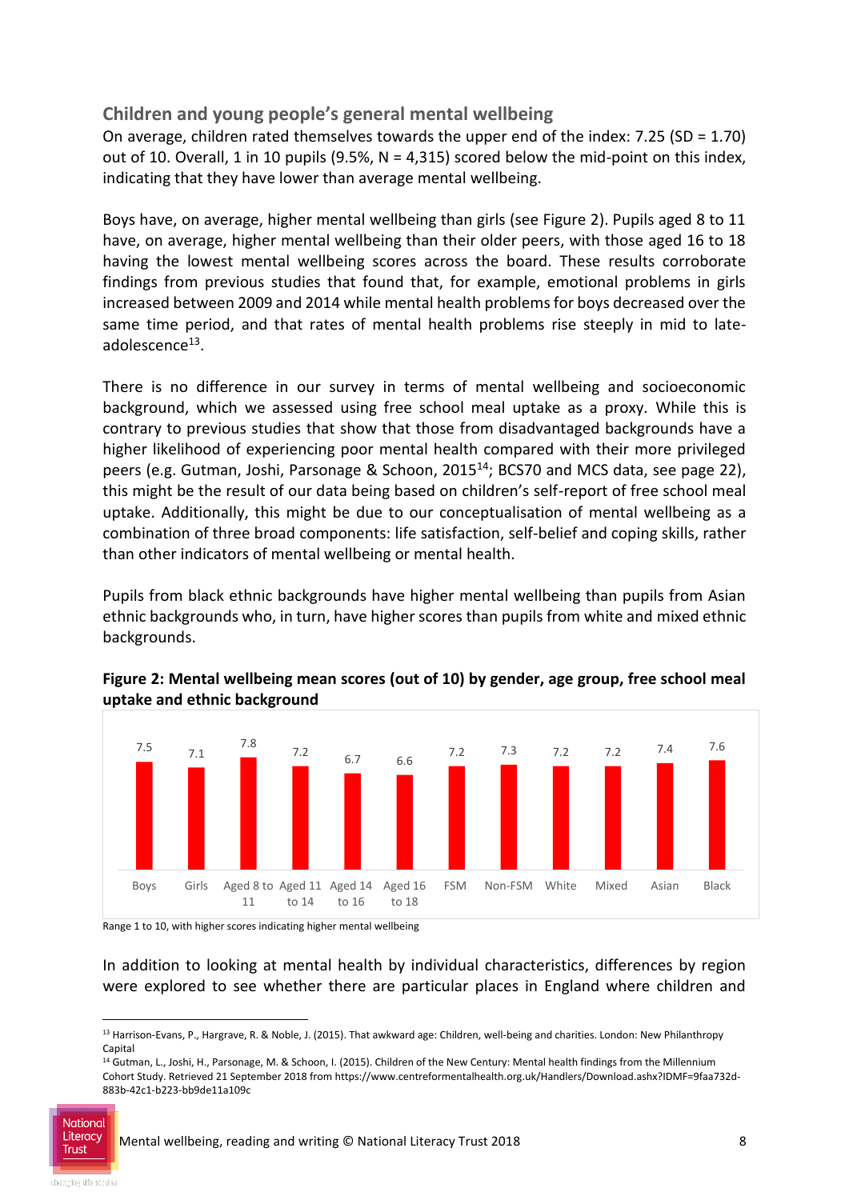### Children and young people's general mental wellbeing

On average, children rated themselves towards the upper end of the index: 7.25 (SD = 1.70) out of 10. Overall, 1 in 10 pupils (9.5%, N = 4,315) scored below the mid-point on this index, indicating that they have lower than average mental wellbeing.

Boys have, on average, higher mental wellbeing than girls (see Figure 2). Pupils aged 8 to 11 have, on average, higher mental wellbeing than their older peers, with those aged 16 to 18 having the lowest mental wellbeing scores across the board. These results corroborate findings from previous studies that found that, for example, emotional problems in girls increased between 2009 and 2014 while mental health problems for boys decreased over the same time period, and that rates of mental health problems rise steeply in mid to late-adolescence[13].

There is no difference in our survey in terms of mental wellbeing and socioeconomic background, which we assessed using free school meal uptake as a proxy. While this is contrary to previous studies that show that those from disadvantaged backgrounds have a higher likelihood of experiencing poor mental health compared with their more privileged peers (e.g. Gutman, Joshi, Parsonage & Schoon, 2015[14]; BCS70 and MCS data, see page 22), this might be the result of our data being based on children's self-report of free school meal uptake. Additionally, this might be due to our conceptualisation of mental wellbeing as a combination of three broad components: life satisfaction, self-belief and coping skills, rather than other indicators of mental wellbeing or mental health.

Pupils from black ethnic backgrounds have higher mental wellbeing than pupils from Asian ethnic backgrounds who, in turn, have higher scores than pupils from white and mixed ethnic backgrounds.

**Figure 2: Mental wellbeing mean scores (out of 10) by gender, age group, free school meal uptake and ethnic background**

| Boys | Girls | Aged 8 to 11 | Aged 11 to 14 | Aged 14 to 16 | Aged 16 to 18 | FSM | Non-FSM | White | Mixed | Asian | Black |
|---|---|---|---|---|---|---|---|---|---|---|---|
| 7.5 | 7.1 | 7.8 | 7.2 | 6.7 | 6.6 | 7.2 | 7.3 | 7.2 | 7.2 | 7.4 | 7.6 |

Range 1 to 10, with higher scores indicating higher mental wellbeing

In addition to looking at mental health by individual characteristics, differences by region were explored to see whether there are particular places in England where children and

---

[13] Harrison-Evans, P., Hargrave, R. & Noble, J. (2015). That awkward age: Children, well-being and charities. London: New Philanthropy Capital

[14] Gutman, L., Joshi, H., Parsonage, M. & Schoon, I. (2015). Children of the New Century: Mental health findings from the Millennium Cohort Study. Retrieved 21 September 2018 from https://www.centreformentalhealth.org.uk/Handlers/Download.ashx?IDMF=9faa732d-883b-42c1-b223-bb9de11a109c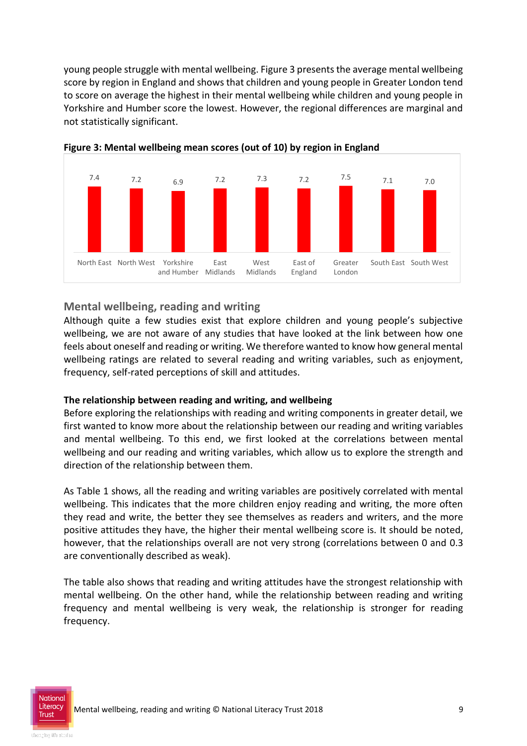young people struggle with mental wellbeing. Figure 3 presents the average mental wellbeing score by region in England and shows that children and young people in Greater London tend to score on average the highest in their mental wellbeing while children and young people in Yorkshire and Humber score the lowest. However, the regional differences are marginal and not statistically significant.

**Figure 3: Mental wellbeing mean scores (out of 10) by region in England**

| Region | Mean score |
|---|---|
| North East | 7.4 |
| North West | 7.2 |
| Yorkshire and Humber | 6.9 |
| East Midlands | 7.2 |
| West Midlands | 7.3 |
| East of England | 7.2 |
| Greater London | 7.5 |
| South East | 7.1 |
| South West | 7.0 |

## Mental wellbeing, reading and writing

Although quite a few studies exist that explore children and young people's subjective wellbeing, we are not aware of any studies that have looked at the link between how one feels about oneself and reading or writing. We therefore wanted to know how general mental wellbeing ratings are related to several reading and writing variables, such as enjoyment, frequency, self-rated perceptions of skill and attitudes.

### The relationship between reading and writing, and wellbeing

Before exploring the relationships with reading and writing components in greater detail, we first wanted to know more about the relationship between our reading and writing variables and mental wellbeing. To this end, we first looked at the correlations between mental wellbeing and our reading and writing variables, which allow us to explore the strength and direction of the relationship between them.

As Table 1 shows, all the reading and writing variables are positively correlated with mental wellbeing. This indicates that the more children enjoy reading and writing, the more often they read and write, the better they see themselves as readers and writers, and the more positive attitudes they have, the higher their mental wellbeing score is. It should be noted, however, that the relationships overall are not very strong (correlations between 0 and 0.3 are conventionally described as weak).

The table also shows that reading and writing attitudes have the strongest relationship with mental wellbeing. On the other hand, while the relationship between reading and writing frequency and mental wellbeing is very weak, the relationship is stronger for reading frequency.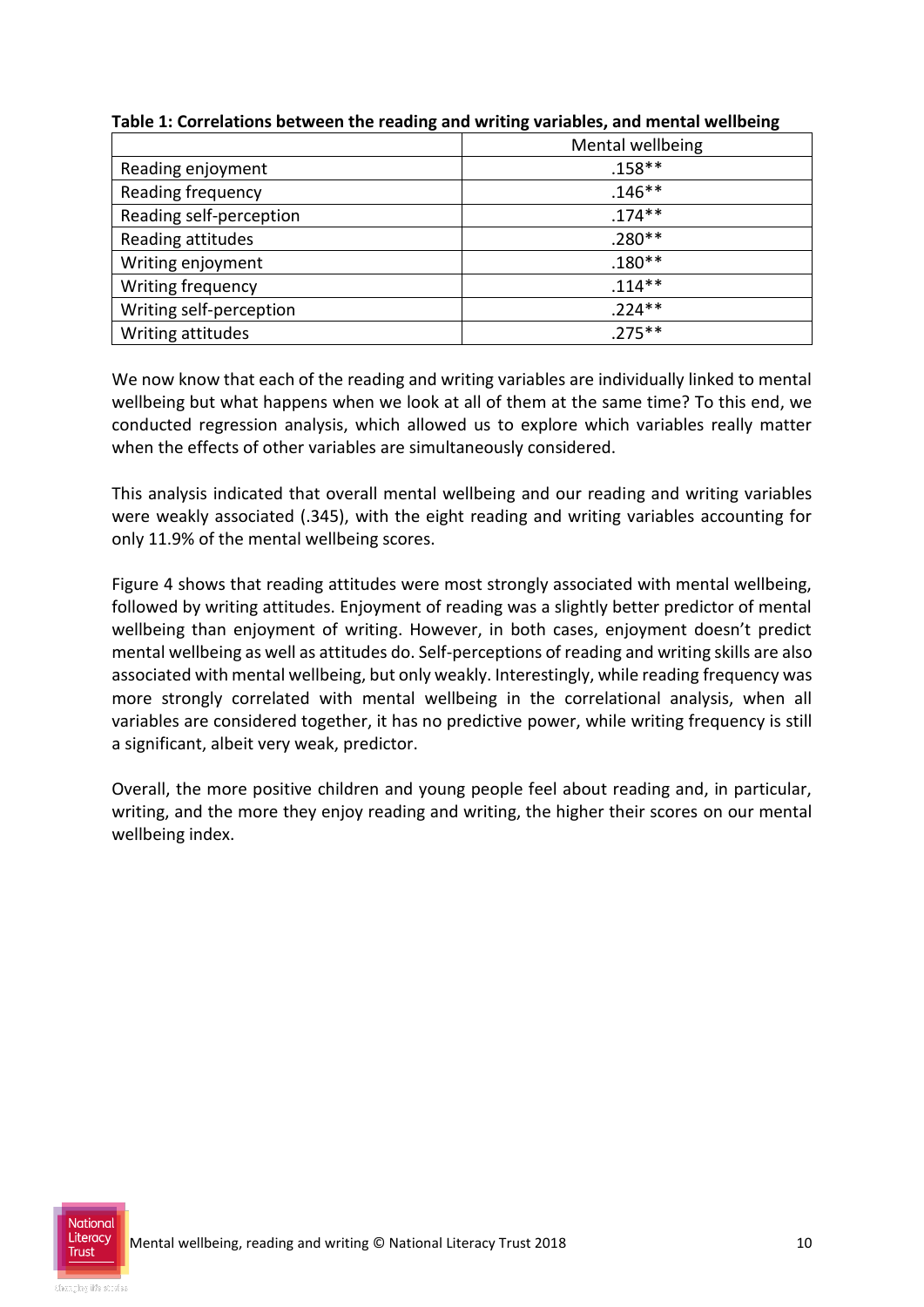**Table 1: Correlations between the reading and writing variables, and mental wellbeing**

| | Mental wellbeing |
|---|---|
| Reading enjoyment | .158** |
| Reading frequency | .146** |
| Reading self-perception | .174** |
| Reading attitudes | .280** |
| Writing enjoyment | .180** |
| Writing frequency | .114** |
| Writing self-perception | .224** |
| Writing attitudes | .275** |

We now know that each of the reading and writing variables are individually linked to mental wellbeing but what happens when we look at all of them at the same time? To this end, we conducted regression analysis, which allowed us to explore which variables really matter when the effects of other variables are simultaneously considered.

This analysis indicated that overall mental wellbeing and our reading and writing variables were weakly associated (.345), with the eight reading and writing variables accounting for only 11.9% of the mental wellbeing scores.

Figure 4 shows that reading attitudes were most strongly associated with mental wellbeing, followed by writing attitudes. Enjoyment of reading was a slightly better predictor of mental wellbeing than enjoyment of writing. However, in both cases, enjoyment doesn't predict mental wellbeing as well as attitudes do. Self-perceptions of reading and writing skills are also associated with mental wellbeing, but only weakly. Interestingly, while reading frequency was more strongly correlated with mental wellbeing in the correlational analysis, when all variables are considered together, it has no predictive power, while writing frequency is still a significant, albeit very weak, predictor.

Overall, the more positive children and young people feel about reading and, in particular, writing, and the more they enjoy reading and writing, the higher their scores on our mental wellbeing index.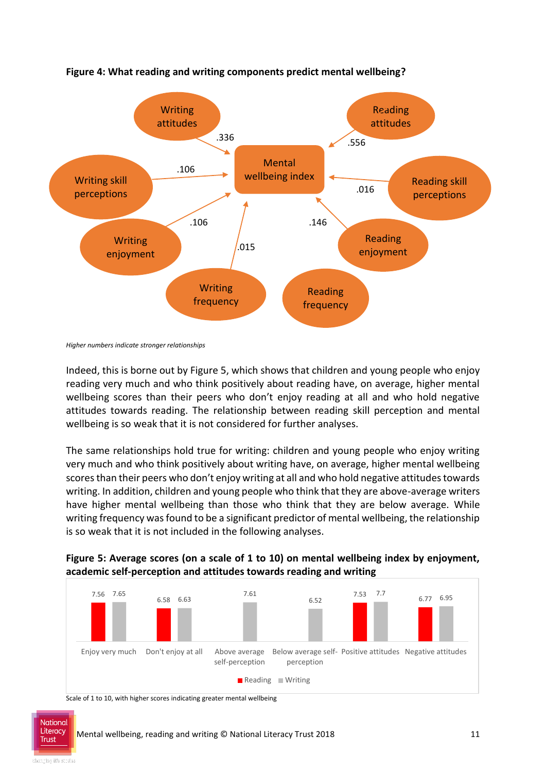**Figure 4: What reading and writing components predict mental wellbeing?**

| Predictor | Relationship with Mental wellbeing index |
|---|---|
| Writing attitudes | .336 |
| Writing skill perceptions | .106 |
| Writing enjoyment | .106 |
| Writing frequency | .015 |
| Reading attitudes | .556 |
| Reading skill perceptions | .016 |
| Reading enjoyment | .146 |
| Reading frequency | |

*Higher numbers indicate stronger relationships*

Indeed, this is borne out by Figure 5, which shows that children and young people who enjoy reading very much and who think positively about reading have, on average, higher mental wellbeing scores than their peers who don't enjoy reading at all and who hold negative attitudes towards reading. The relationship between reading skill perception and mental wellbeing is so weak that it is not considered for further analyses.

The same relationships hold true for writing: children and young people who enjoy writing very much and who think positively about writing have, on average, higher mental wellbeing scores than their peers who don't enjoy writing at all and who hold negative attitudes towards writing. In addition, children and young people who think that they are above-average writers have higher mental wellbeing than those who think that they are below average. While writing frequency was found to be a significant predictor of mental wellbeing, the relationship is so weak that it is not included in the following analyses.

**Figure 5: Average scores (on a scale of 1 to 10) on mental wellbeing index by enjoyment, academic self-perception and attitudes towards reading and writing**

| | Reading | Writing |
|---|---|---|
| Enjoy very much | 7.56 | 7.65 |
| Don't enjoy at all | 6.58 | 6.63 |
| Above average self-perception | | 7.61 |
| Below average self-perception | | 6.52 |
| Positive attitudes | 7.53 | 7.7 |
| Negative attitudes | 6.77 | 6.95 |

Scale of 1 to 10, with higher scores indicating greater mental wellbeing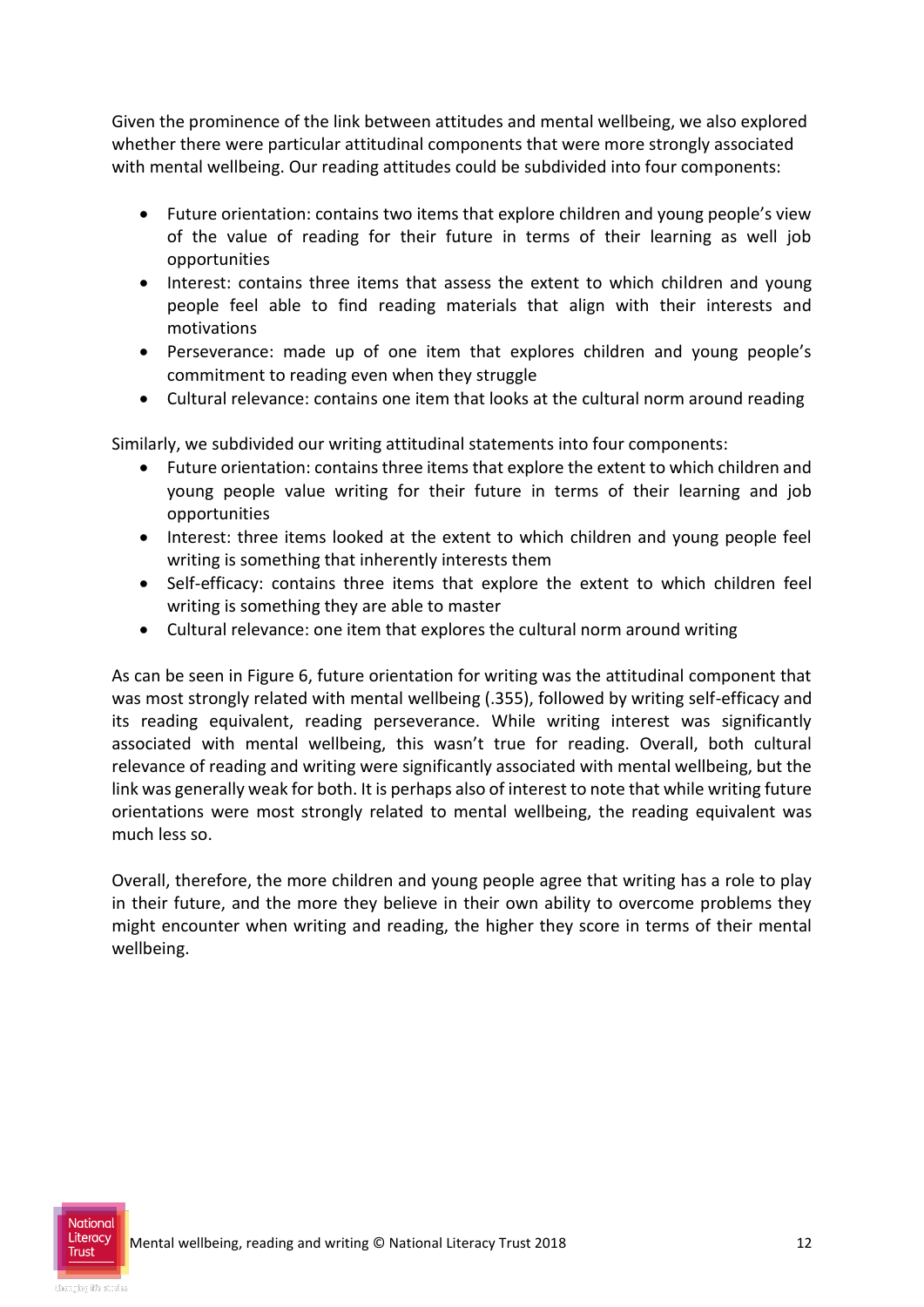Given the prominence of the link between attitudes and mental wellbeing, we also explored whether there were particular attitudinal components that were more strongly associated with mental wellbeing. Our reading attitudes could be subdivided into four components:

- Future orientation: contains two items that explore children and young people's view of the value of reading for their future in terms of their learning as well job opportunities
- Interest: contains three items that assess the extent to which children and young people feel able to find reading materials that align with their interests and motivations
- Perseverance: made up of one item that explores children and young people's commitment to reading even when they struggle
- Cultural relevance: contains one item that looks at the cultural norm around reading

Similarly, we subdivided our writing attitudinal statements into four components:

- Future orientation: contains three items that explore the extent to which children and young people value writing for their future in terms of their learning and job opportunities
- Interest: three items looked at the extent to which children and young people feel writing is something that inherently interests them
- Self-efficacy: contains three items that explore the extent to which children feel writing is something they are able to master
- Cultural relevance: one item that explores the cultural norm around writing

As can be seen in Figure 6, future orientation for writing was the attitudinal component that was most strongly related with mental wellbeing (.355), followed by writing self-efficacy and its reading equivalent, reading perseverance. While writing interest was significantly associated with mental wellbeing, this wasn't true for reading. Overall, both cultural relevance of reading and writing were significantly associated with mental wellbeing, but the link was generally weak for both. It is perhaps also of interest to note that while writing future orientations were most strongly related to mental wellbeing, the reading equivalent was much less so.

Overall, therefore, the more children and young people agree that writing has a role to play in their future, and the more they believe in their own ability to overcome problems they might encounter when writing and reading, the higher they score in terms of their mental wellbeing.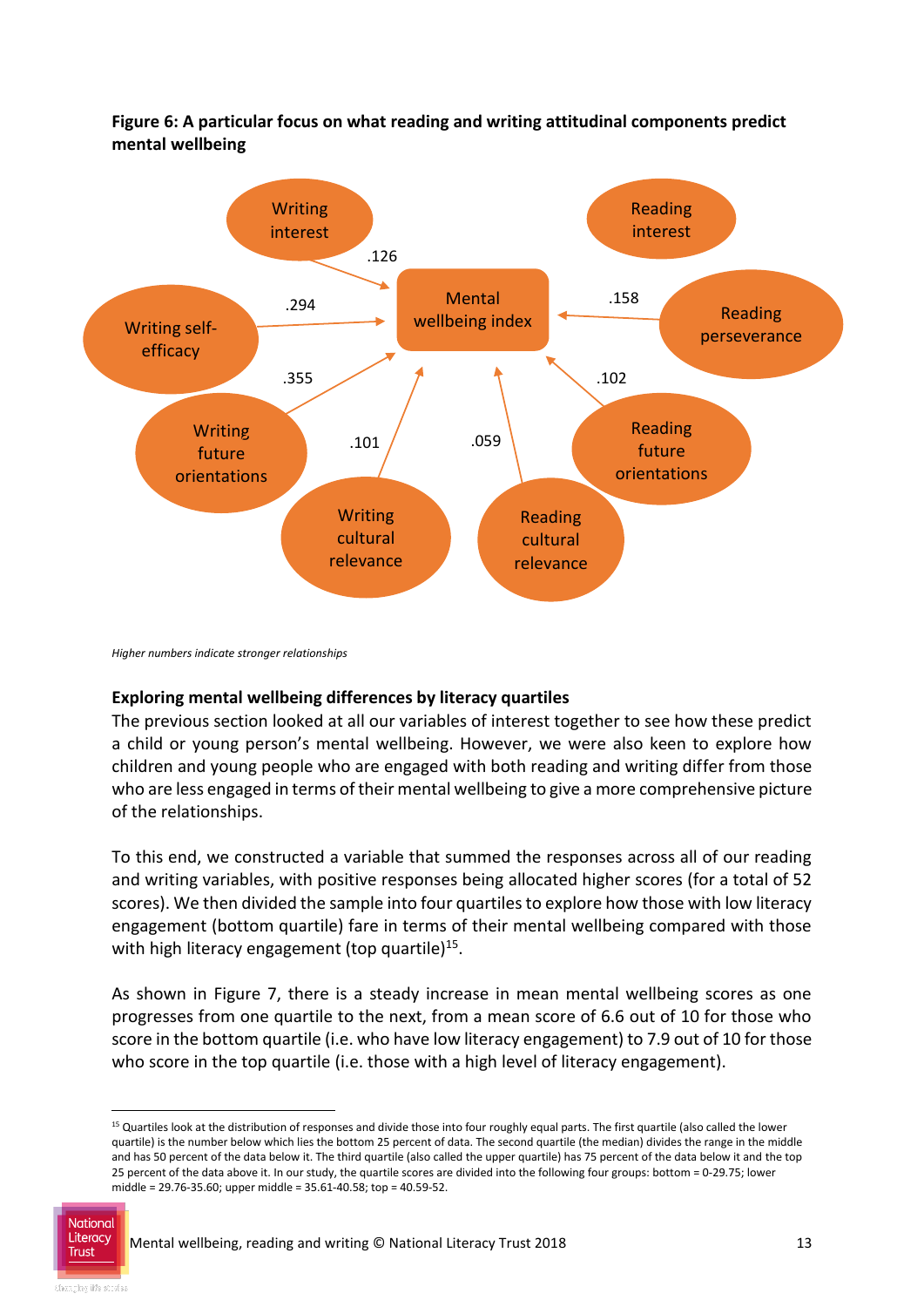**Figure 6: A particular focus on what reading and writing attitudinal components predict mental wellbeing**

| Component | Relationship with Mental wellbeing index |
| --- | --- |
| Writing interest | .126 |
| Writing self-efficacy | .294 |
| Writing future orientations | .355 |
| Writing cultural relevance | .101 |
| Reading cultural relevance | .059 |
| Reading future orientations | .102 |
| Reading perseverance | .158 |
| Reading interest | |

*Higher numbers indicate stronger relationships*

## Exploring mental wellbeing differences by literacy quartiles

The previous section looked at all our variables of interest together to see how these predict a child or young person's mental wellbeing. However, we were also keen to explore how children and young people who are engaged with both reading and writing differ from those who are less engaged in terms of their mental wellbeing to give a more comprehensive picture of the relationships.

To this end, we constructed a variable that summed the responses across all of our reading and writing variables, with positive responses being allocated higher scores (for a total of 52 scores). We then divided the sample into four quartiles to explore how those with low literacy engagement (bottom quartile) fare in terms of their mental wellbeing compared with those with high literacy engagement (top quartile)[15].

As shown in Figure 7, there is a steady increase in mean mental wellbeing scores as one progresses from one quartile to the next, from a mean score of 6.6 out of 10 for those who score in the bottom quartile (i.e. who have low literacy engagement) to 7.9 out of 10 for those who score in the top quartile (i.e. those with a high level of literacy engagement).

[15] Quartiles look at the distribution of responses and divide those into four roughly equal parts. The first quartile (also called the lower quartile) is the number below which lies the bottom 25 percent of data. The second quartile (the median) divides the range in the middle and has 50 percent of the data below it. The third quartile (also called the upper quartile) has 75 percent of the data below it and the top 25 percent of the data above it. In our study, the quartile scores are divided into the following four groups: bottom = 0-29.75; lower middle = 29.76-35.60; upper middle = 35.61-40.58; top = 40.59-52.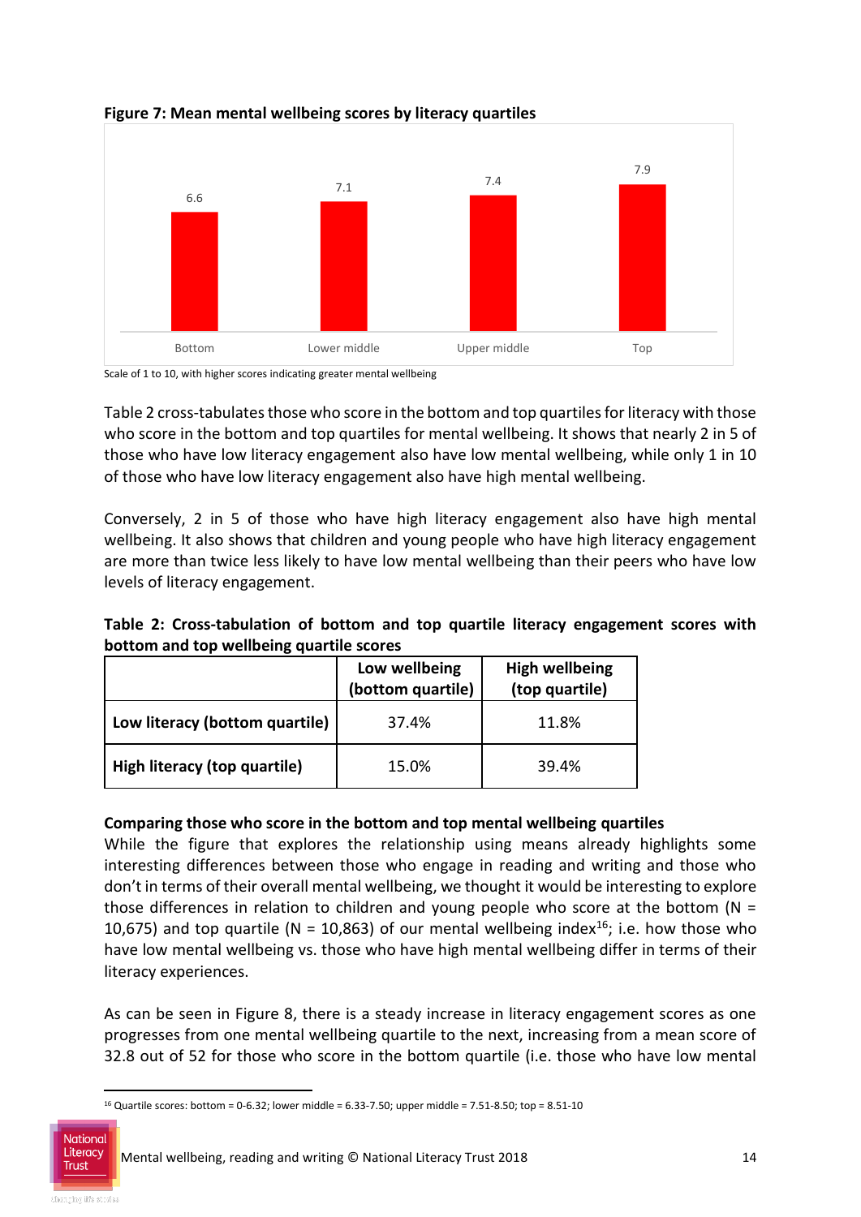**Figure 7: Mean mental wellbeing scores by literacy quartiles**

| Bottom | Lower middle | Upper middle | Top |
|---|---|---|---|
| 6.6 | 7.1 | 7.4 | 7.9 |

Scale of 1 to 10, with higher scores indicating greater mental wellbeing

Table 2 cross-tabulates those who score in the bottom and top quartiles for literacy with those who score in the bottom and top quartiles for mental wellbeing. It shows that nearly 2 in 5 of those who have low literacy engagement also have low mental wellbeing, while only 1 in 10 of those who have low literacy engagement also have high mental wellbeing.

Conversely, 2 in 5 of those who have high literacy engagement also have high mental wellbeing. It also shows that children and young people who have high literacy engagement are more than twice less likely to have low mental wellbeing than their peers who have low levels of literacy engagement.

**Table 2: Cross-tabulation of bottom and top quartile literacy engagement scores with bottom and top wellbeing quartile scores**

| | Low wellbeing (bottom quartile) | High wellbeing (top quartile) |
|---|---|---|
| **Low literacy (bottom quartile)** | 37.4% | 11.8% |
| **High literacy (top quartile)** | 15.0% | 39.4% |

**Comparing those who score in the bottom and top mental wellbeing quartiles**

While the figure that explores the relationship using means already highlights some interesting differences between those who engage in reading and writing and those who don't in terms of their overall mental wellbeing, we thought it would be interesting to explore those differences in relation to children and young people who score at the bottom (N = 10,675) and top quartile (N = 10,863) of our mental wellbeing index[16]; i.e. how those who have low mental wellbeing vs. those who have high mental wellbeing differ in terms of their literacy experiences.

As can be seen in Figure 8, there is a steady increase in literacy engagement scores as one progresses from one mental wellbeing quartile to the next, increasing from a mean score of 32.8 out of 52 for those who score in the bottom quartile (i.e. those who have low mental

[16] Quartile scores: bottom = 0-6.32; lower middle = 6.33-7.50; upper middle = 7.51-8.50; top = 8.51-10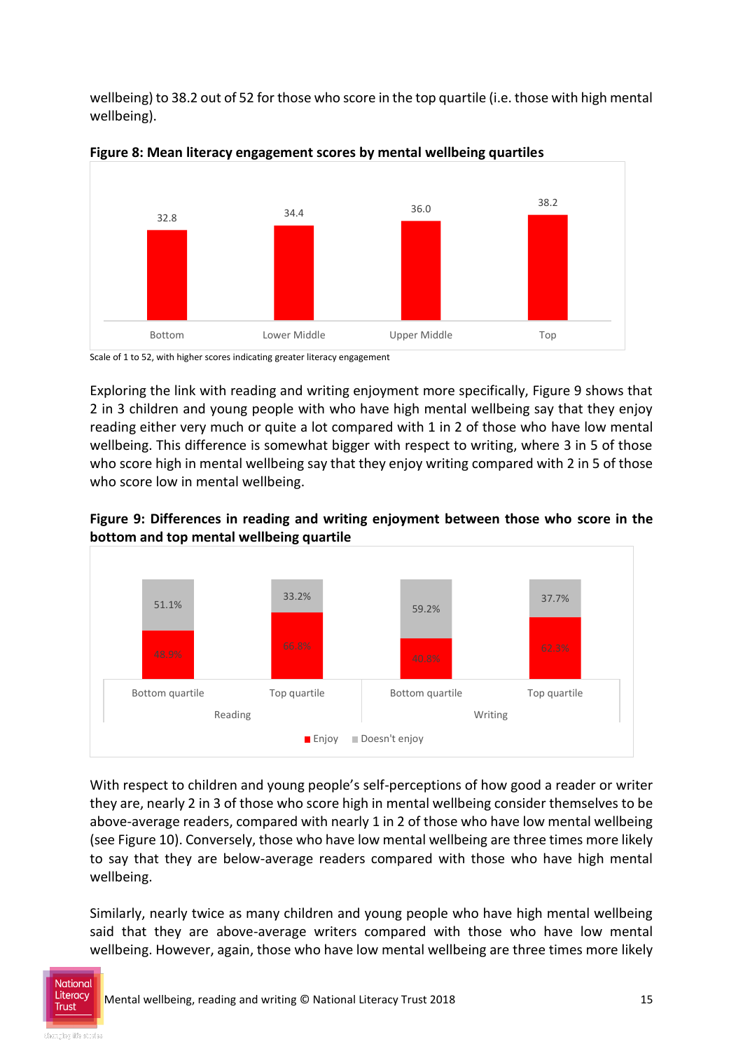wellbeing) to 38.2 out of 52 for those who score in the top quartile (i.e. those with high mental wellbeing).

**Figure 8: Mean literacy engagement scores by mental wellbeing quartiles**

| Bottom | Lower Middle | Upper Middle | Top |
|---|---|---|---|
| 32.8 | 34.4 | 36.0 | 38.2 |

Scale of 1 to 52, with higher scores indicating greater literacy engagement

Exploring the link with reading and writing enjoyment more specifically, Figure 9 shows that 2 in 3 children and young people with who have high mental wellbeing say that they enjoy reading either very much or quite a lot compared with 1 in 2 of those who have low mental wellbeing. This difference is somewhat bigger with respect to writing, where 3 in 5 of those who score high in mental wellbeing say that they enjoy writing compared with 2 in 5 of those who score low in mental wellbeing.

**Figure 9: Differences in reading and writing enjoyment between those who score in the bottom and top mental wellbeing quartile**

| | Reading: Bottom quartile | Reading: Top quartile | Writing: Bottom quartile | Writing: Top quartile |
|---|---|---|---|---|
| Enjoy | 48.9% | 66.8% | 40.8% | 62.3% |
| Doesn't enjoy | 51.1% | 33.2% | 59.2% | 37.7% |

With respect to children and young people's self-perceptions of how good a reader or writer they are, nearly 2 in 3 of those who score high in mental wellbeing consider themselves to be above-average readers, compared with nearly 1 in 2 of those who have low mental wellbeing (see Figure 10). Conversely, those who have low mental wellbeing are three times more likely to say that they are below-average readers compared with those who have high mental wellbeing.

Similarly, nearly twice as many children and young people who have high mental wellbeing said that they are above-average writers compared with those who have low mental wellbeing. However, again, those who have low mental wellbeing are three times more likely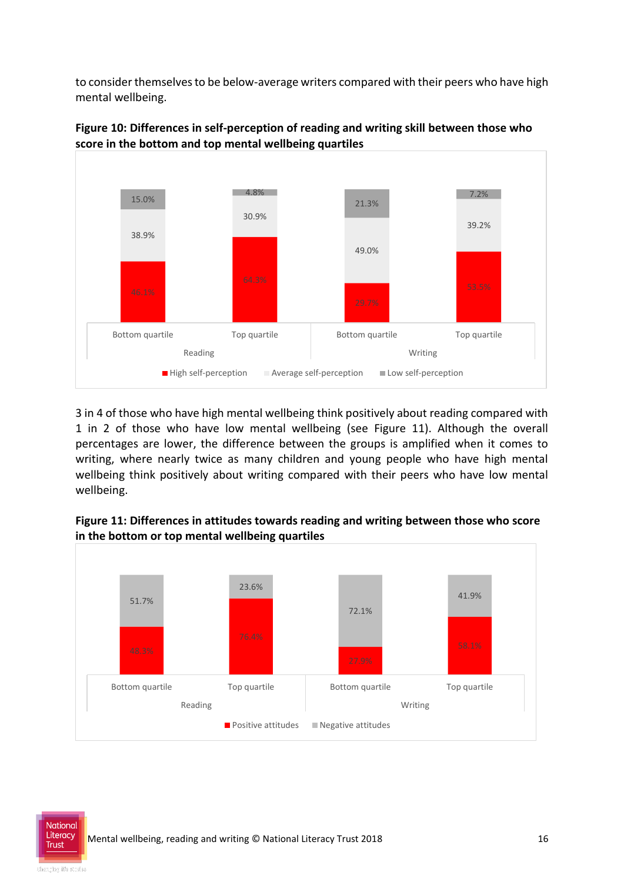to consider themselves to be below-average writers compared with their peers who have high mental wellbeing.

**Figure 10: Differences in self-perception of reading and writing skill between those who score in the bottom and top mental wellbeing quartiles**

| | Reading – Bottom quartile | Reading – Top quartile | Writing – Bottom quartile | Writing – Top quartile |
|---|---|---|---|---|
| High self-perception | 46.1% | 64.3% | 29.7% | 53.5% |
| Average self-perception | 38.9% | 30.9% | 49.0% | 39.2% |
| Low self-perception | 15.0% | 4.8% | 21.3% | 7.2% |

3 in 4 of those who have high mental wellbeing think positively about reading compared with 1 in 2 of those who have low mental wellbeing (see Figure 11). Although the overall percentages are lower, the difference between the groups is amplified when it comes to writing, where nearly twice as many children and young people who have high mental wellbeing think positively about writing compared with their peers who have low mental wellbeing.

**Figure 11: Differences in attitudes towards reading and writing between those who score in the bottom or top mental wellbeing quartiles**

| | Reading – Bottom quartile | Reading – Top quartile | Writing – Bottom quartile | Writing – Top quartile |
|---|---|---|---|---|
| Positive attitudes | 48.3% | 76.4% | 27.9% | 58.1% |
| Negative attitudes | 51.7% | 23.6% | 72.1% | 41.9% |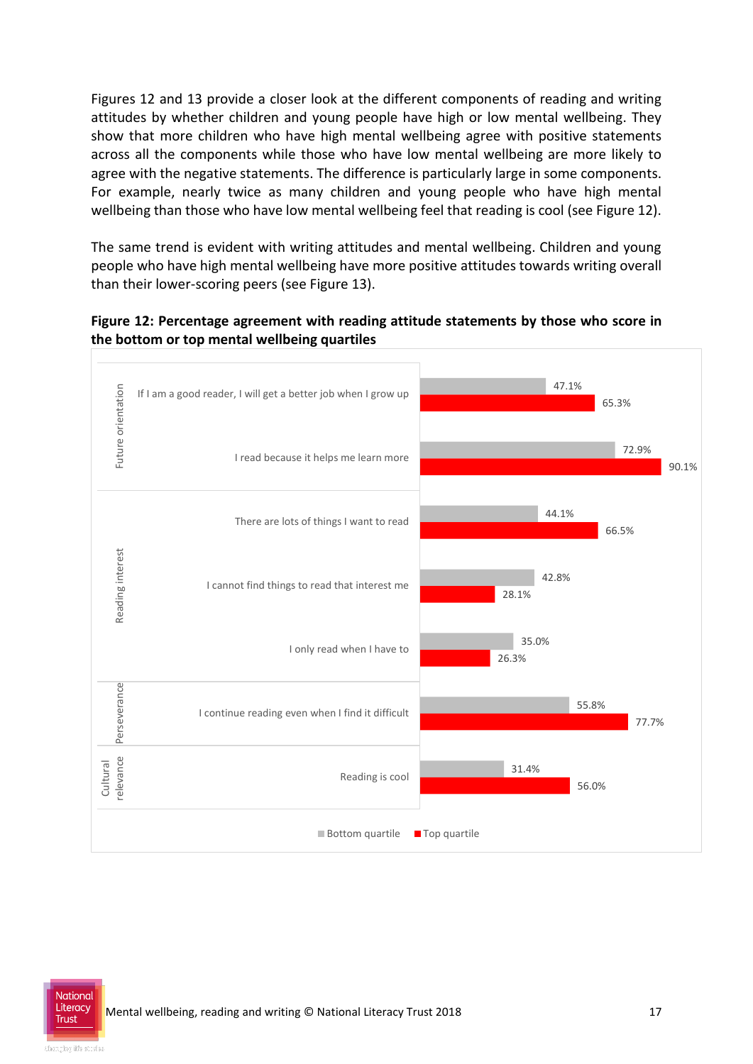Figures 12 and 13 provide a closer look at the different components of reading and writing attitudes by whether children and young people have high or low mental wellbeing. They show that more children who have high mental wellbeing agree with positive statements across all the components while those who have low mental wellbeing are more likely to agree with the negative statements. The difference is particularly large in some components. For example, nearly twice as many children and young people who have high mental wellbeing than those who have low mental wellbeing feel that reading is cool (see Figure 12).

The same trend is evident with writing attitudes and mental wellbeing. Children and young people who have high mental wellbeing have more positive attitudes towards writing overall than their lower-scoring peers (see Figure 13).

**Figure 12: Percentage agreement with reading attitude statements by those who score in the bottom or top mental wellbeing quartiles**

| Component | Statement | Bottom quartile | Top quartile |
| --- | --- | --- | --- |
| Future orientation | If I am a good reader, I will get a better job when I grow up | 47.1% | 65.3% |
| Future orientation | I read because it helps me learn more | 72.9% | 90.1% |
| Reading interest | There are lots of things I want to read | 44.1% | 66.5% |
| Reading interest | I cannot find things to read that interest me | 42.8% | 28.1% |
| Reading interest | I only read when I have to | 35.0% | 26.3% |
| Perseverance | I continue reading even when I find it difficult | 55.8% | 77.7% |
| Cultural relevance | Reading is cool | 31.4% | 56.0% |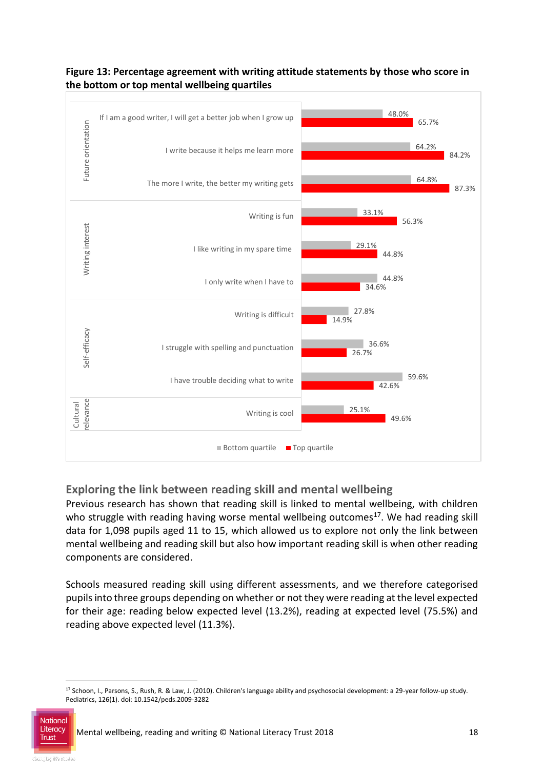**Figure 13: Percentage agreement with writing attitude statements by those who score in the bottom or top mental wellbeing quartiles**

| Category | Statement | Bottom quartile | Top quartile |
|---|---|---|---|
| Future orientation | If I am a good writer, I will get a better job when I grow up | 48.0% | 65.7% |
| Future orientation | I write because it helps me learn more | 64.2% | 84.2% |
| Future orientation | The more I write, the better my writing gets | 64.8% | 87.3% |
| Writing interest | Writing is fun | 33.1% | 56.3% |
| Writing interest | I like writing in my spare time | 29.1% | 44.8% |
| Writing interest | I only write when I have to | 44.8% | 34.6% |
| Self-efficacy | Writing is difficult | 27.8% | 14.9% |
| Self-efficacy | I struggle with spelling and punctuation | 36.6% | 26.7% |
| Self-efficacy | I have trouble deciding what to write | 59.6% | 42.6% |
| Cultural relevance | Writing is cool | 25.1% | 49.6% |

## Exploring the link between reading skill and mental wellbeing

Previous research has shown that reading skill is linked to mental wellbeing, with children who struggle with reading having worse mental wellbeing outcomes[17]. We had reading skill data for 1,098 pupils aged 11 to 15, which allowed us to explore not only the link between mental wellbeing and reading skill but also how important reading skill is when other reading components are considered.

Schools measured reading skill using different assessments, and we therefore categorised pupils into three groups depending on whether or not they were reading at the level expected for their age: reading below expected level (13.2%), reading at expected level (75.5%) and reading above expected level (11.3%).

[17] Schoon, I., Parsons, S., Rush, R. & Law, J. (2010). Children's language ability and psychosocial development: a 29-year follow-up study. Pediatrics, 126(1). doi: 10.1542/peds.2009-3282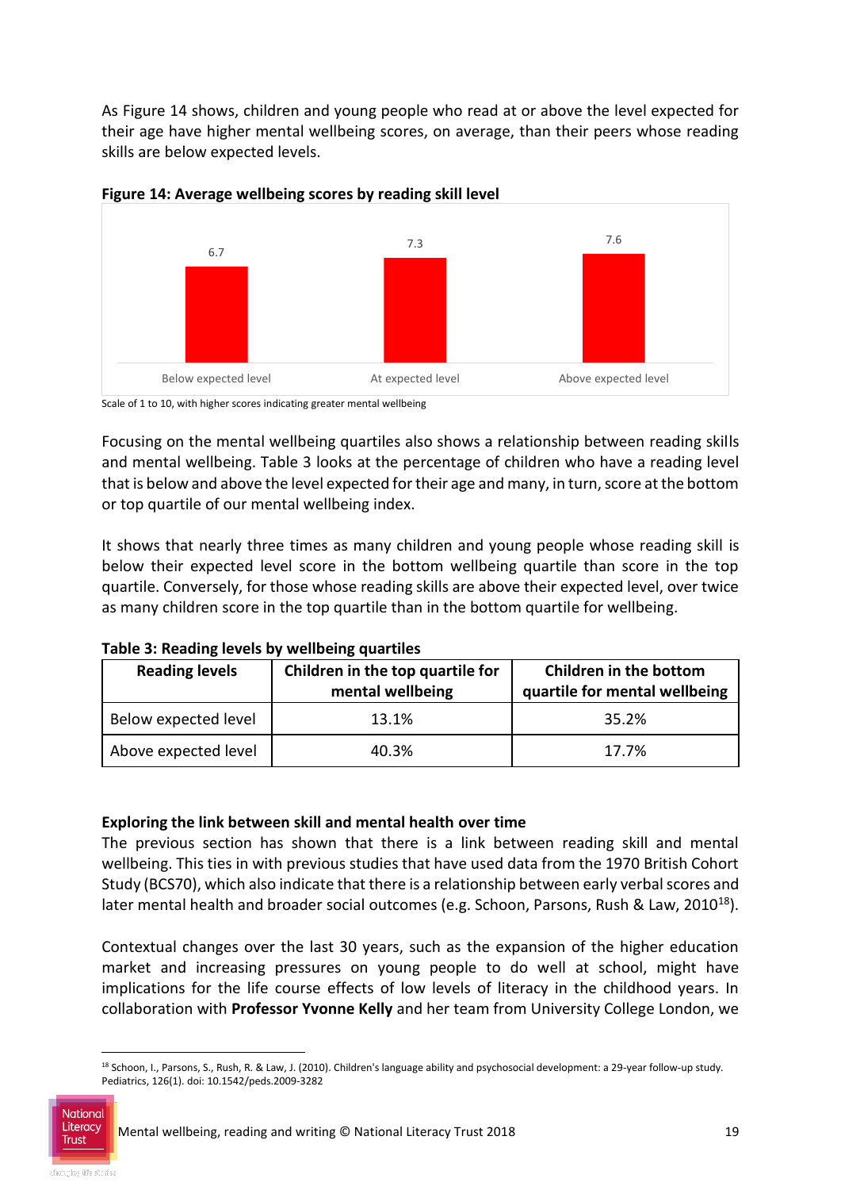As Figure 14 shows, children and young people who read at or above the level expected for their age have higher mental wellbeing scores, on average, than their peers whose reading skills are below expected levels.

**Figure 14: Average wellbeing scores by reading skill level**

| Reading skill level | Average wellbeing score |
|---|---|
| Below expected level | 6.7 |
| At expected level | 7.3 |
| Above expected level | 7.6 |

Scale of 1 to 10, with higher scores indicating greater mental wellbeing

Focusing on the mental wellbeing quartiles also shows a relationship between reading skills and mental wellbeing. Table 3 looks at the percentage of children who have a reading level that is below and above the level expected for their age and many, in turn, score at the bottom or top quartile of our mental wellbeing index.

It shows that nearly three times as many children and young people whose reading skill is below their expected level score in the bottom wellbeing quartile than score in the top quartile. Conversely, for those whose reading skills are above their expected level, over twice as many children score in the top quartile than in the bottom quartile for wellbeing.

**Table 3: Reading levels by wellbeing quartiles**

| Reading levels | Children in the top quartile for mental wellbeing | Children in the bottom quartile for mental wellbeing |
|---|---|---|
| Below expected level | 13.1% | 35.2% |
| Above expected level | 40.3% | 17.7% |

**Exploring the link between skill and mental health over time**

The previous section has shown that there is a link between reading skill and mental wellbeing. This ties in with previous studies that have used data from the 1970 British Cohort Study (BCS70), which also indicate that there is a relationship between early verbal scores and later mental health and broader social outcomes (e.g. Schoon, Parsons, Rush & Law, 2010[18]).

Contextual changes over the last 30 years, such as the expansion of the higher education market and increasing pressures on young people to do well at school, might have implications for the life course effects of low levels of literacy in the childhood years. In collaboration with **Professor Yvonne Kelly** and her team from University College London, we

[18] Schoon, I., Parsons, S., Rush, R. & Law, J. (2010). Children's language ability and psychosocial development: a 29-year follow-up study. Pediatrics, 126(1). doi: 10.1542/peds.2009-3282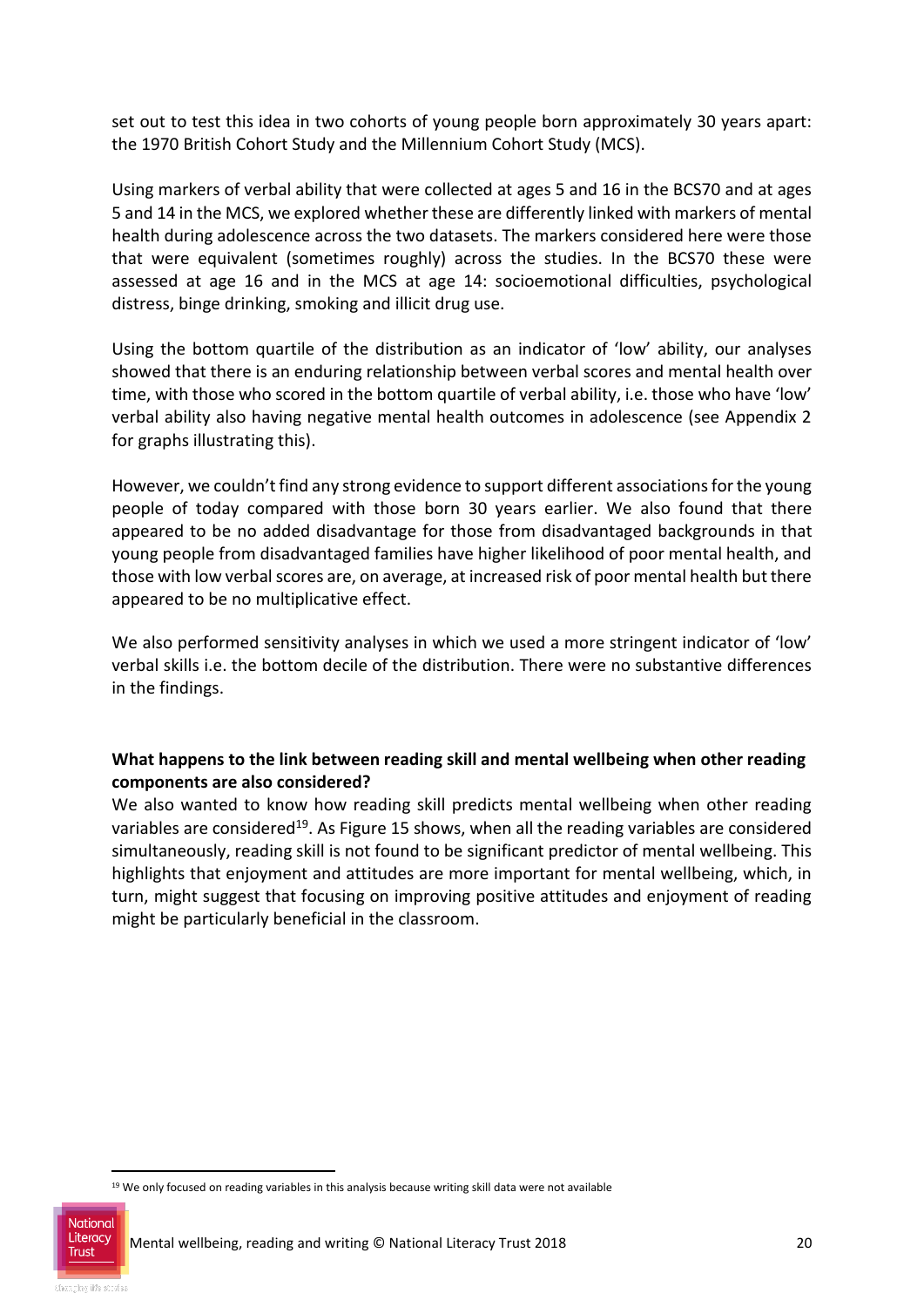set out to test this idea in two cohorts of young people born approximately 30 years apart: the 1970 British Cohort Study and the Millennium Cohort Study (MCS).

Using markers of verbal ability that were collected at ages 5 and 16 in the BCS70 and at ages 5 and 14 in the MCS, we explored whether these are differently linked with markers of mental health during adolescence across the two datasets. The markers considered here were those that were equivalent (sometimes roughly) across the studies. In the BCS70 these were assessed at age 16 and in the MCS at age 14: socioemotional difficulties, psychological distress, binge drinking, smoking and illicit drug use.

Using the bottom quartile of the distribution as an indicator of 'low' ability, our analyses showed that there is an enduring relationship between verbal scores and mental health over time, with those who scored in the bottom quartile of verbal ability, i.e. those who have 'low' verbal ability also having negative mental health outcomes in adolescence (see Appendix 2 for graphs illustrating this).

However, we couldn't find any strong evidence to support different associations for the young people of today compared with those born 30 years earlier. We also found that there appeared to be no added disadvantage for those from disadvantaged backgrounds in that young people from disadvantaged families have higher likelihood of poor mental health, and those with low verbal scores are, on average, at increased risk of poor mental health but there appeared to be no multiplicative effect.

We also performed sensitivity analyses in which we used a more stringent indicator of 'low' verbal skills i.e. the bottom decile of the distribution. There were no substantive differences in the findings.

**What happens to the link between reading skill and mental wellbeing when other reading components are also considered?**

We also wanted to know how reading skill predicts mental wellbeing when other reading variables are considered[19]. As Figure 15 shows, when all the reading variables are considered simultaneously, reading skill is not found to be significant predictor of mental wellbeing. This highlights that enjoyment and attitudes are more important for mental wellbeing, which, in turn, might suggest that focusing on improving positive attitudes and enjoyment of reading might be particularly beneficial in the classroom.

[19] We only focused on reading variables in this analysis because writing skill data were not available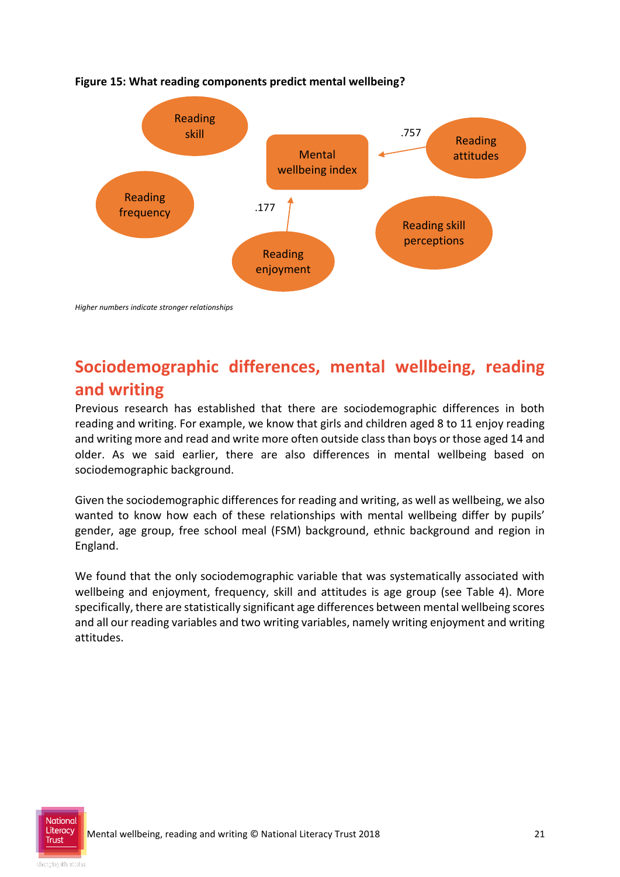**Figure 15: What reading components predict mental wellbeing?**

Reading skill

Reading frequency

Mental wellbeing index

.757

Reading attitudes

.177

Reading enjoyment

Reading skill perceptions

*Higher numbers indicate stronger relationships*

## Sociodemographic differences, mental wellbeing, reading and writing

Previous research has established that there are sociodemographic differences in both reading and writing. For example, we know that girls and children aged 8 to 11 enjoy reading and writing more and read and write more often outside class than boys or those aged 14 and older. As we said earlier, there are also differences in mental wellbeing based on sociodemographic background.

Given the sociodemographic differences for reading and writing, as well as wellbeing, we also wanted to know how each of these relationships with mental wellbeing differ by pupils' gender, age group, free school meal (FSM) background, ethnic background and region in England.

We found that the only sociodemographic variable that was systematically associated with wellbeing and enjoyment, frequency, skill and attitudes is age group (see Table 4). More specifically, there are statistically significant age differences between mental wellbeing scores and all our reading variables and two writing variables, namely writing enjoyment and writing attitudes.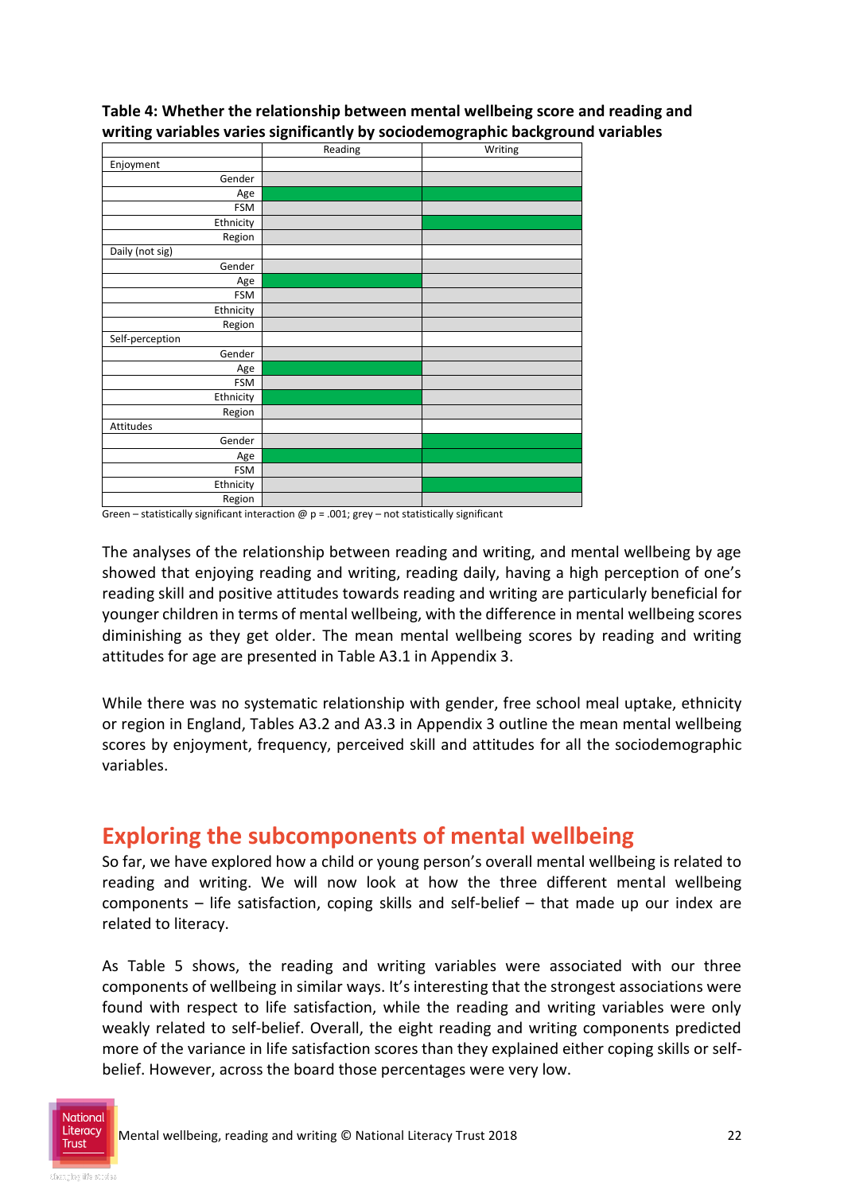**Table 4: Whether the relationship between mental wellbeing score and reading and writing variables varies significantly by sociodemographic background variables**

| | Reading | Writing |
|---|---|---|
| Enjoyment | | |
| Gender | Grey | Grey |
| Age | Green | Green |
| FSM | Grey | Grey |
| Ethnicity | Grey | Green |
| Region | Grey | Grey |
| Daily (not sig) | | |
| Gender | Grey | Grey |
| Age | Green | Grey |
| FSM | Grey | Grey |
| Ethnicity | Grey | Grey |
| Region | Grey | Grey |
| Self-perception | | |
| Gender | Grey | Grey |
| Age | Green | Grey |
| FSM | Grey | Grey |
| Ethnicity | Green | Grey |
| Region | Grey | Grey |
| Attitudes | | |
| Gender | Grey | Green |
| Age | Green | Green |
| FSM | Grey | Grey |
| Ethnicity | Grey | Green |
| Region | Grey | Grey |

Green – statistically significant interaction @ p = .001; grey – not statistically significant

The analyses of the relationship between reading and writing, and mental wellbeing by age showed that enjoying reading and writing, reading daily, having a high perception of one's reading skill and positive attitudes towards reading and writing are particularly beneficial for younger children in terms of mental wellbeing, with the difference in mental wellbeing scores diminishing as they get older. The mean mental wellbeing scores by reading and writing attitudes for age are presented in Table A3.1 in Appendix 3.

While there was no systematic relationship with gender, free school meal uptake, ethnicity or region in England, Tables A3.2 and A3.3 in Appendix 3 outline the mean mental wellbeing scores by enjoyment, frequency, perceived skill and attitudes for all the sociodemographic variables.

## Exploring the subcomponents of mental wellbeing

So far, we have explored how a child or young person's overall mental wellbeing is related to reading and writing. We will now look at how the three different mental wellbeing components – life satisfaction, coping skills and self-belief – that made up our index are related to literacy.

As Table 5 shows, the reading and writing variables were associated with our three components of wellbeing in similar ways. It's interesting that the strongest associations were found with respect to life satisfaction, while the reading and writing variables were only weakly related to self-belief. Overall, the eight reading and writing components predicted more of the variance in life satisfaction scores than they explained either coping skills or self-belief. However, across the board those percentages were very low.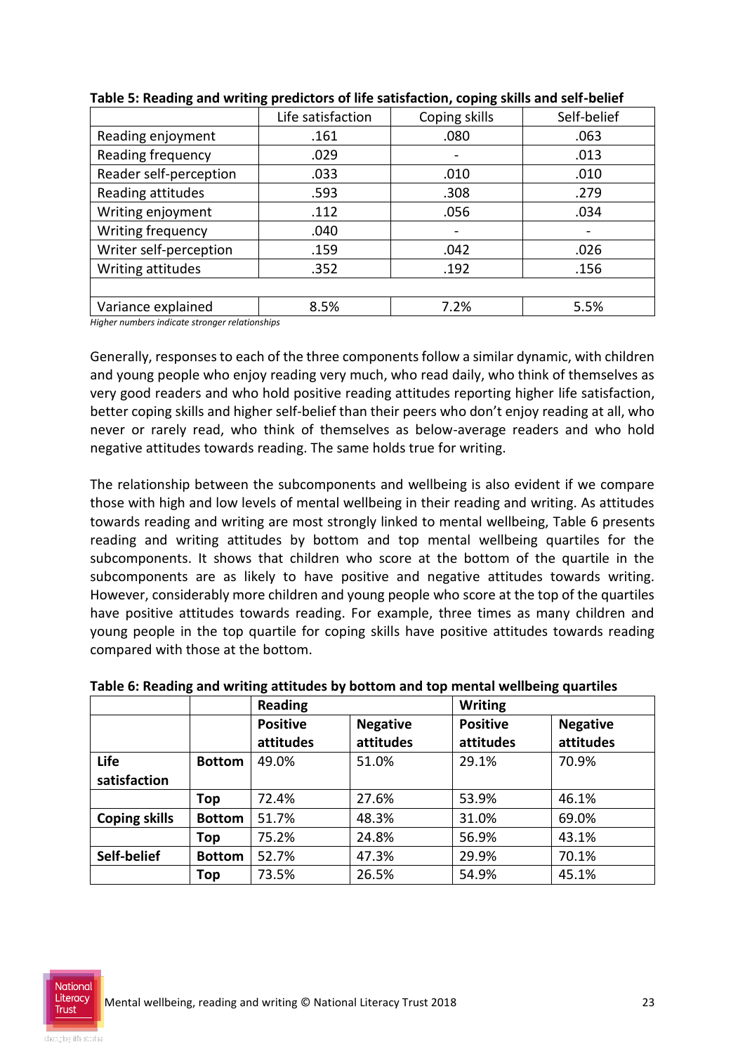**Table 5: Reading and writing predictors of life satisfaction, coping skills and self-belief**

| | Life satisfaction | Coping skills | Self-belief |
|---|---|---|---|
| Reading enjoyment | .161 | .080 | .063 |
| Reading frequency | .029 | - | .013 |
| Reader self-perception | .033 | .010 | .010 |
| Reading attitudes | .593 | .308 | .279 |
| Writing enjoyment | .112 | .056 | .034 |
| Writing frequency | .040 | - | - |
| Writer self-perception | .159 | .042 | .026 |
| Writing attitudes | .352 | .192 | .156 |
| | | | |
| Variance explained | 8.5% | 7.2% | 5.5% |

*Higher numbers indicate stronger relationships*

Generally, responses to each of the three components follow a similar dynamic, with children and young people who enjoy reading very much, who read daily, who think of themselves as very good readers and who hold positive reading attitudes reporting higher life satisfaction, better coping skills and higher self-belief than their peers who don't enjoy reading at all, who never or rarely read, who think of themselves as below-average readers and who hold negative attitudes towards reading. The same holds true for writing.

The relationship between the subcomponents and wellbeing is also evident if we compare those with high and low levels of mental wellbeing in their reading and writing. As attitudes towards reading and writing are most strongly linked to mental wellbeing, Table 6 presents reading and writing attitudes by bottom and top mental wellbeing quartiles for the subcomponents. It shows that children who score at the bottom of the quartile in the subcomponents are as likely to have positive and negative attitudes towards writing. However, considerably more children and young people who score at the top of the quartiles have positive attitudes towards reading. For example, three times as many children and young people in the top quartile for coping skills have positive attitudes towards reading compared with those at the bottom.

**Table 6: Reading and writing attitudes by bottom and top mental wellbeing quartiles**

| | | **Reading** | | **Writing** | |
|---|---|---|---|---|---|
| | | **Positive attitudes** | **Negative attitudes** | **Positive attitudes** | **Negative attitudes** |
| **Life satisfaction** | **Bottom** | 49.0% | 51.0% | 29.1% | 70.9% |
| | **Top** | 72.4% | 27.6% | 53.9% | 46.1% |
| **Coping skills** | **Bottom** | 51.7% | 48.3% | 31.0% | 69.0% |
| | **Top** | 75.2% | 24.8% | 56.9% | 43.1% |
| **Self-belief** | **Bottom** | 52.7% | 47.3% | 29.9% | 70.1% |
| | **Top** | 73.5% | 26.5% | 54.9% | 45.1% |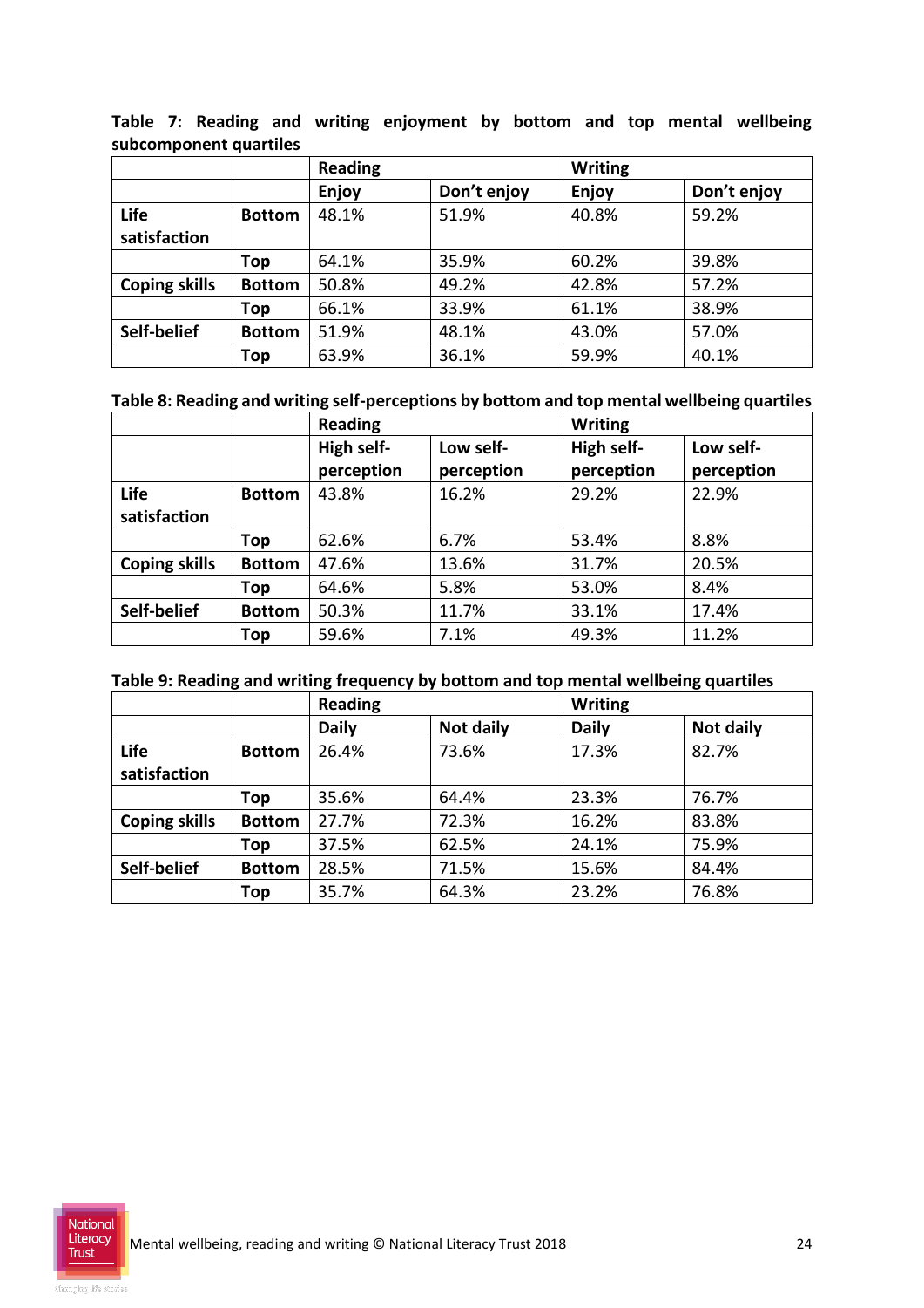**Table 7: Reading and writing enjoyment by bottom and top mental wellbeing subcomponent quartiles**

| | | Reading | | Writing | |
|---|---|---|---|---|---|
| | | Enjoy | Don't enjoy | Enjoy | Don't enjoy |
| Life satisfaction | Bottom | 48.1% | 51.9% | 40.8% | 59.2% |
| | Top | 64.1% | 35.9% | 60.2% | 39.8% |
| Coping skills | Bottom | 50.8% | 49.2% | 42.8% | 57.2% |
| | Top | 66.1% | 33.9% | 61.1% | 38.9% |
| Self-belief | Bottom | 51.9% | 48.1% | 43.0% | 57.0% |
| | Top | 63.9% | 36.1% | 59.9% | 40.1% |

**Table 8: Reading and writing self-perceptions by bottom and top mental wellbeing quartiles**

| | | Reading | | Writing | |
|---|---|---|---|---|---|
| | | High self-perception | Low self-perception | High self-perception | Low self-perception |
| Life satisfaction | Bottom | 43.8% | 16.2% | 29.2% | 22.9% |
| | Top | 62.6% | 6.7% | 53.4% | 8.8% |
| Coping skills | Bottom | 47.6% | 13.6% | 31.7% | 20.5% |
| | Top | 64.6% | 5.8% | 53.0% | 8.4% |
| Self-belief | Bottom | 50.3% | 11.7% | 33.1% | 17.4% |
| | Top | 59.6% | 7.1% | 49.3% | 11.2% |

**Table 9: Reading and writing frequency by bottom and top mental wellbeing quartiles**

| | | Reading | | Writing | |
|---|---|---|---|---|---|
| | | Daily | Not daily | Daily | Not daily |
| Life satisfaction | Bottom | 26.4% | 73.6% | 17.3% | 82.7% |
| | Top | 35.6% | 64.4% | 23.3% | 76.7% |
| Coping skills | Bottom | 27.7% | 72.3% | 16.2% | 83.8% |
| | Top | 37.5% | 62.5% | 24.1% | 75.9% |
| Self-belief | Bottom | 28.5% | 71.5% | 15.6% | 84.4% |
| | Top | 35.7% | 64.3% | 23.2% | 76.8% |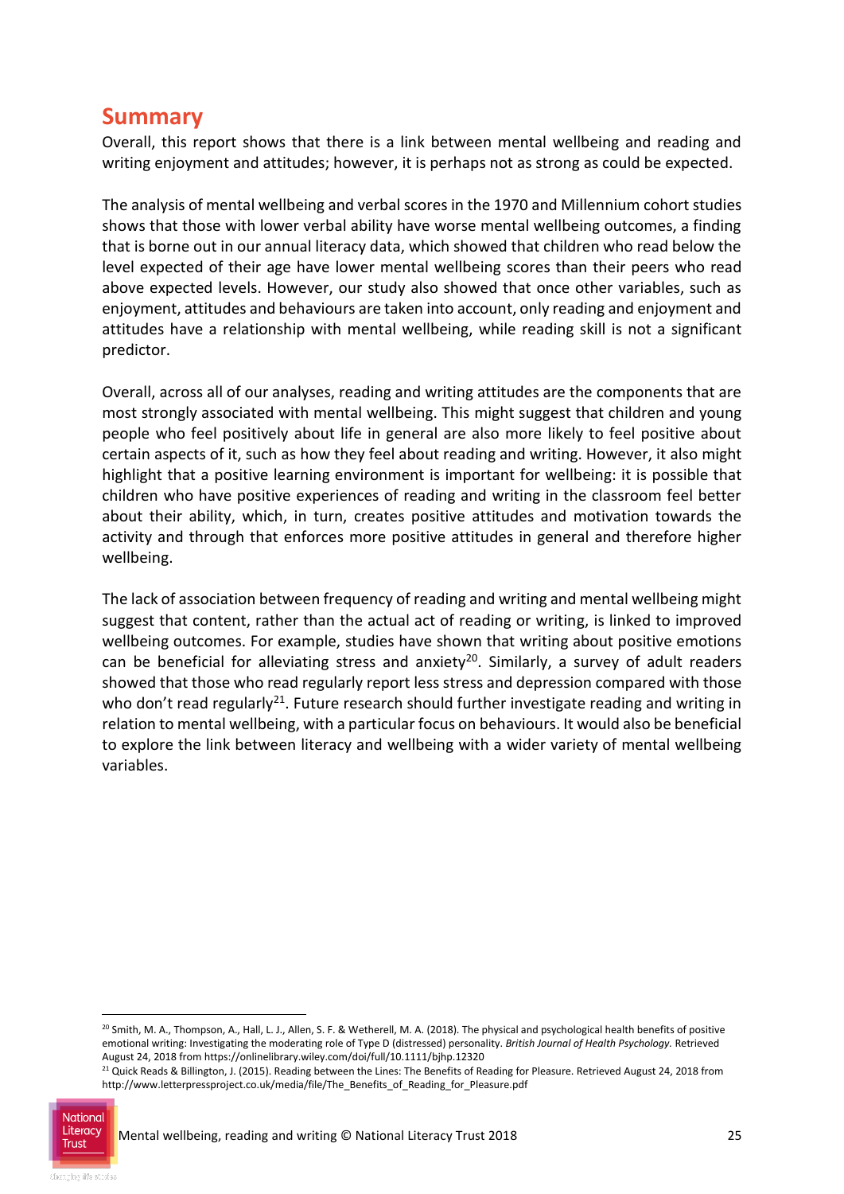## Summary

Overall, this report shows that there is a link between mental wellbeing and reading and writing enjoyment and attitudes; however, it is perhaps not as strong as could be expected.

The analysis of mental wellbeing and verbal scores in the 1970 and Millennium cohort studies shows that those with lower verbal ability have worse mental wellbeing outcomes, a finding that is borne out in our annual literacy data, which showed that children who read below the level expected of their age have lower mental wellbeing scores than their peers who read above expected levels. However, our study also showed that once other variables, such as enjoyment, attitudes and behaviours are taken into account, only reading and enjoyment and attitudes have a relationship with mental wellbeing, while reading skill is not a significant predictor.

Overall, across all of our analyses, reading and writing attitudes are the components that are most strongly associated with mental wellbeing. This might suggest that children and young people who feel positively about life in general are also more likely to feel positive about certain aspects of it, such as how they feel about reading and writing. However, it also might highlight that a positive learning environment is important for wellbeing: it is possible that children who have positive experiences of reading and writing in the classroom feel better about their ability, which, in turn, creates positive attitudes and motivation towards the activity and through that enforces more positive attitudes in general and therefore higher wellbeing.

The lack of association between frequency of reading and writing and mental wellbeing might suggest that content, rather than the actual act of reading or writing, is linked to improved wellbeing outcomes. For example, studies have shown that writing about positive emotions can be beneficial for alleviating stress and anxiety[20]. Similarly, a survey of adult readers showed that those who read regularly report less stress and depression compared with those who don't read regularly[21]. Future research should further investigate reading and writing in relation to mental wellbeing, with a particular focus on behaviours. It would also be beneficial to explore the link between literacy and wellbeing with a wider variety of mental wellbeing variables.

---

[20] Smith, M. A., Thompson, A., Hall, L. J., Allen, S. F. & Wetherell, M. A. (2018). The physical and psychological health benefits of positive emotional writing: Investigating the moderating role of Type D (distressed) personality. *British Journal of Health Psychology.* Retrieved August 24, 2018 from https://onlinelibrary.wiley.com/doi/full/10.1111/bjhp.12320

[21] Quick Reads & Billington, J. (2015). Reading between the Lines: The Benefits of Reading for Pleasure. Retrieved August 24, 2018 from http://www.letterpressproject.co.uk/media/file/The_Benefits_of_Reading_for_Pleasure.pdf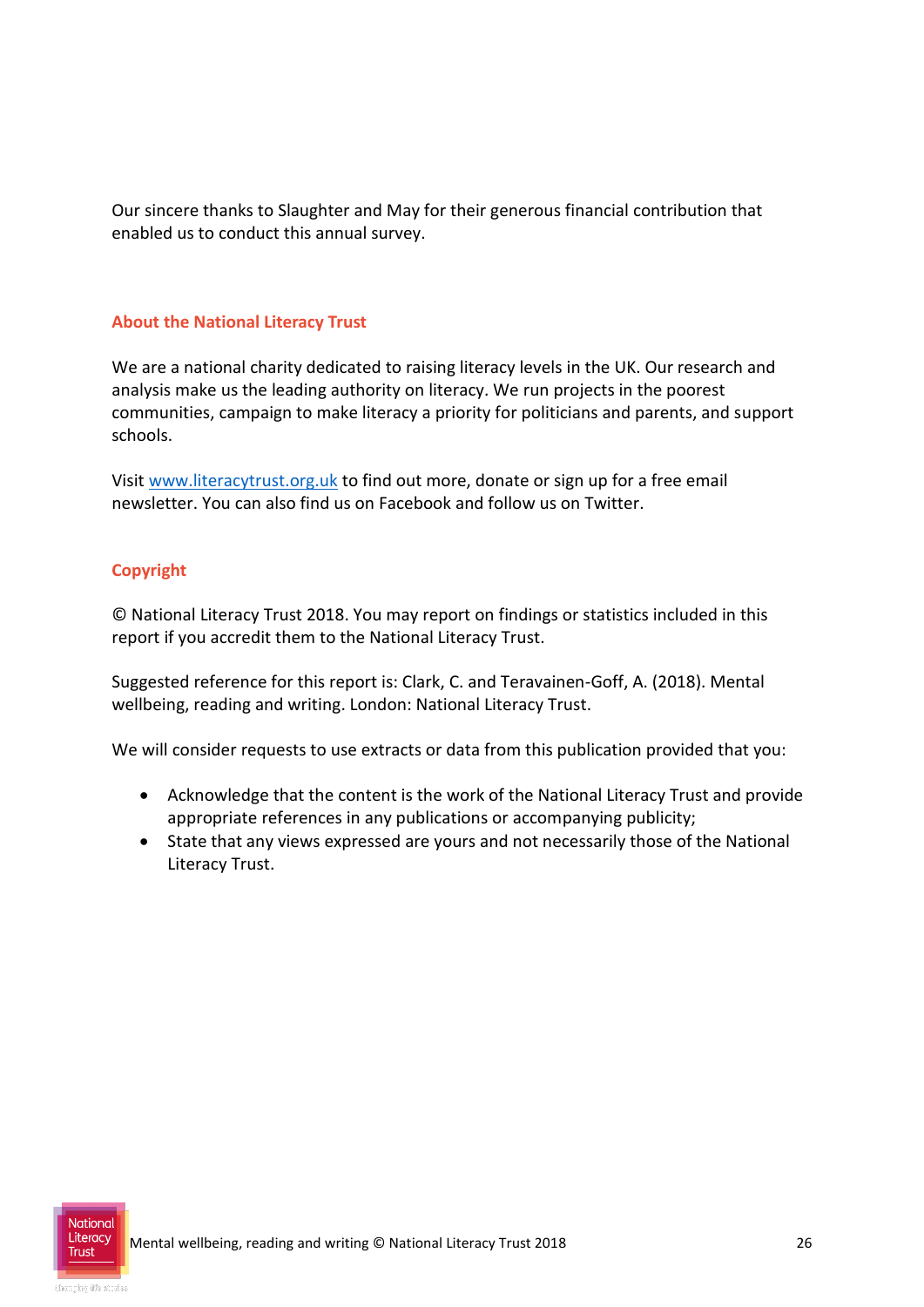Our sincere thanks to Slaughter and May for their generous financial contribution that enabled us to conduct this annual survey.

## About the National Literacy Trust

We are a national charity dedicated to raising literacy levels in the UK. Our research and analysis make us the leading authority on literacy. We run projects in the poorest communities, campaign to make literacy a priority for politicians and parents, and support schools.

Visit www.literacytrust.org.uk to find out more, donate or sign up for a free email newsletter. You can also find us on Facebook and follow us on Twitter.

## Copyright

© National Literacy Trust 2018. You may report on findings or statistics included in this report if you accredit them to the National Literacy Trust.

Suggested reference for this report is: Clark, C. and Teravainen-Goff, A. (2018). Mental wellbeing, reading and writing. London: National Literacy Trust.

We will consider requests to use extracts or data from this publication provided that you:

- Acknowledge that the content is the work of the National Literacy Trust and provide appropriate references in any publications or accompanying publicity;
- State that any views expressed are yours and not necessarily those of the National Literacy Trust.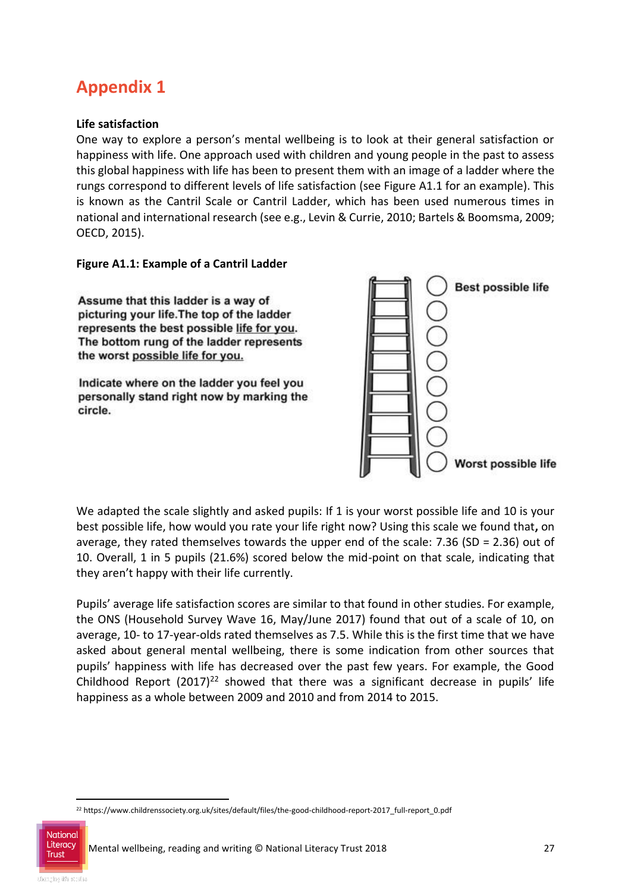# Appendix 1

**Life satisfaction**

One way to explore a person's mental wellbeing is to look at their general satisfaction or happiness with life. One approach used with children and young people in the past to assess this global happiness with life has been to present them with an image of a ladder where the rungs correspond to different levels of life satisfaction (see Figure A1.1 for an example). This is known as the Cantril Scale or Cantril Ladder, which has been used numerous times in national and international research (see e.g., Levin & Currie, 2010; Bartels & Boomsma, 2009; OECD, 2015).

**Figure A1.1: Example of a Cantril Ladder**

Assume that this ladder is a way of picturing your life.The top of the ladder represents the best possible life for you. The bottom rung of the ladder represents the worst possible life for you.

Indicate where on the ladder you feel you personally stand right now by marking the circle.

Best possible life

Worst possible life

We adapted the scale slightly and asked pupils: If 1 is your worst possible life and 10 is your best possible life, how would you rate your life right now? Using this scale we found that**,** on average, they rated themselves towards the upper end of the scale: 7.36 (SD = 2.36) out of 10. Overall, 1 in 5 pupils (21.6%) scored below the mid-point on that scale, indicating that they aren't happy with their life currently.

Pupils' average life satisfaction scores are similar to that found in other studies. For example, the ONS (Household Survey Wave 16, May/June 2017) found that out of a scale of 10, on average, 10- to 17-year-olds rated themselves as 7.5. While this is the first time that we have asked about general mental wellbeing, there is some indication from other sources that pupils' happiness with life has decreased over the past few years. For example, the Good Childhood Report (2017)[22] showed that there was a significant decrease in pupils' life happiness as a whole between 2009 and 2010 and from 2014 to 2015.

[22] https://www.childrenssociety.org.uk/sites/default/files/the-good-childhood-report-2017_full-report_0.pdf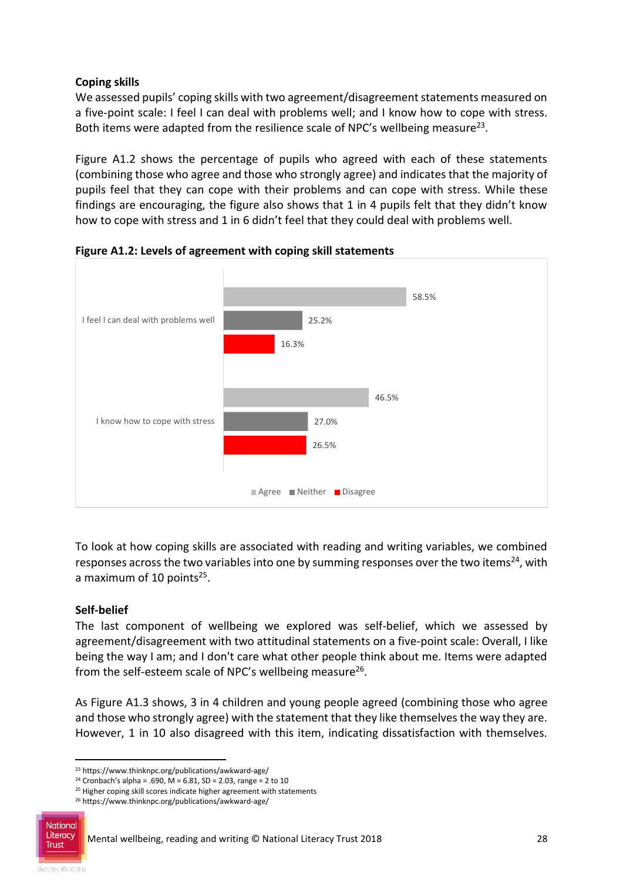### Coping skills

We assessed pupils' coping skills with two agreement/disagreement statements measured on a five-point scale: I feel I can deal with problems well; and I know how to cope with stress. Both items were adapted from the resilience scale of NPC's wellbeing measure[23].

Figure A1.2 shows the percentage of pupils who agreed with each of these statements (combining those who agree and those who strongly agree) and indicates that the majority of pupils feel that they can cope with their problems and can cope with stress. While these findings are encouraging, the figure also shows that 1 in 4 pupils felt that they didn't know how to cope with stress and 1 in 6 didn't feel that they could deal with problems well.

**Figure A1.2: Levels of agreement with coping skill statements**

| | Agree | Neither | Disagree |
|---|---|---|---|
| I feel I can deal with problems well | 58.5% | 25.2% | 16.3% |
| I know how to cope with stress | 46.5% | 27.0% | 26.5% |

To look at how coping skills are associated with reading and writing variables, we combined responses across the two variables into one by summing responses over the two items[24], with a maximum of 10 points[25].

### Self-belief

The last component of wellbeing we explored was self-belief, which we assessed by agreement/disagreement with two attitudinal statements on a five-point scale: Overall, I like being the way I am; and I don't care what other people think about me. Items were adapted from the self-esteem scale of NPC's wellbeing measure[26].

As Figure A1.3 shows, 3 in 4 children and young people agreed (combining those who agree and those who strongly agree) with the statement that they like themselves the way they are. However, 1 in 10 also disagreed with this item, indicating dissatisfaction with themselves.

---

[23] https://www.thinknpc.org/publications/awkward-age/

[24] Cronbach's alpha = .690, M = 6.81, SD = 2.03, range = 2 to 10

[25] Higher coping skill scores indicate higher agreement with statements

[26] https://www.thinknpc.org/publications/awkward-age/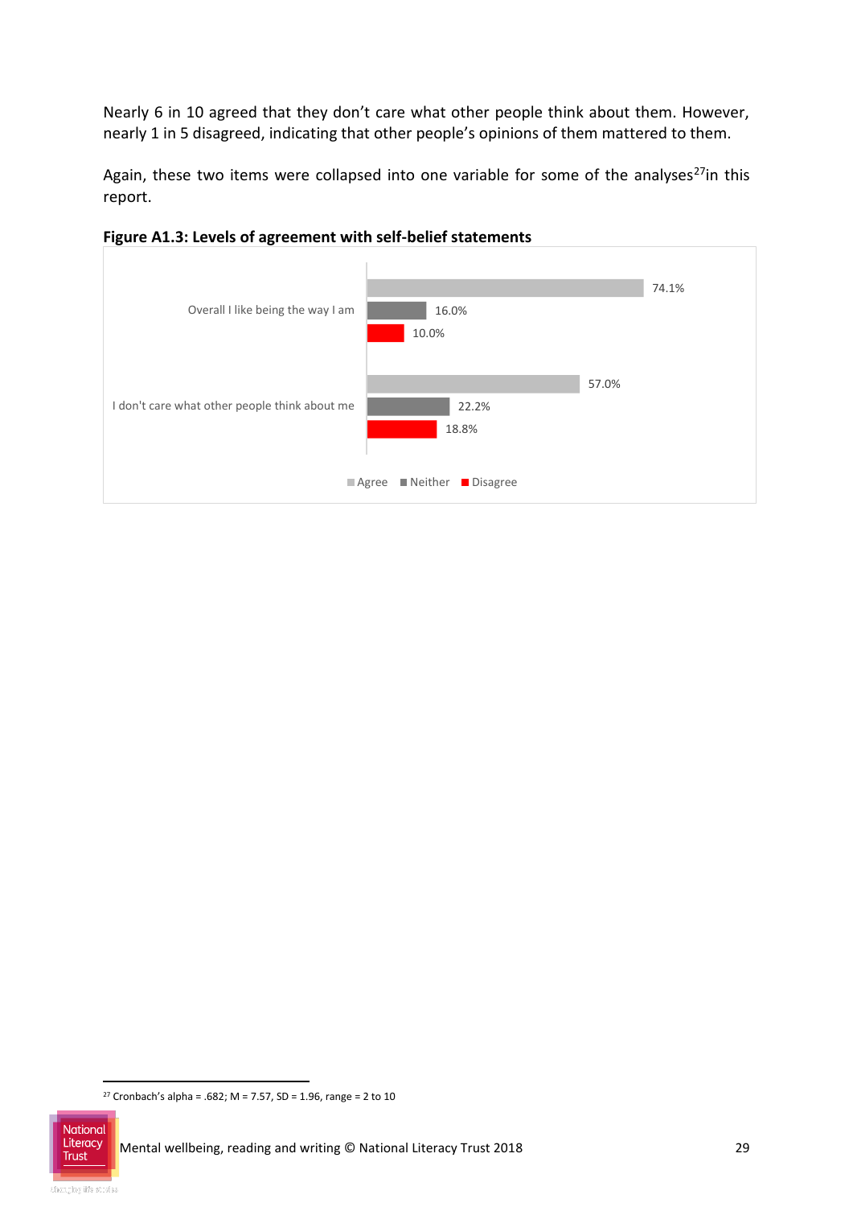Nearly 6 in 10 agreed that they don't care what other people think about them. However, nearly 1 in 5 disagreed, indicating that other people's opinions of them mattered to them.

Again, these two items were collapsed into one variable for some of the analyses[27] in this report.

**Figure A1.3: Levels of agreement with self-belief statements**

| | Agree | Neither | Disagree |
|---|---|---|---|
| Overall I like being the way I am | 74.1% | 16.0% | 10.0% |
| I don't care what other people think about me | 57.0% | 22.2% | 18.8% |

[27] Cronbach's alpha = .682; M = 7.57, SD = 1.96, range = 2 to 10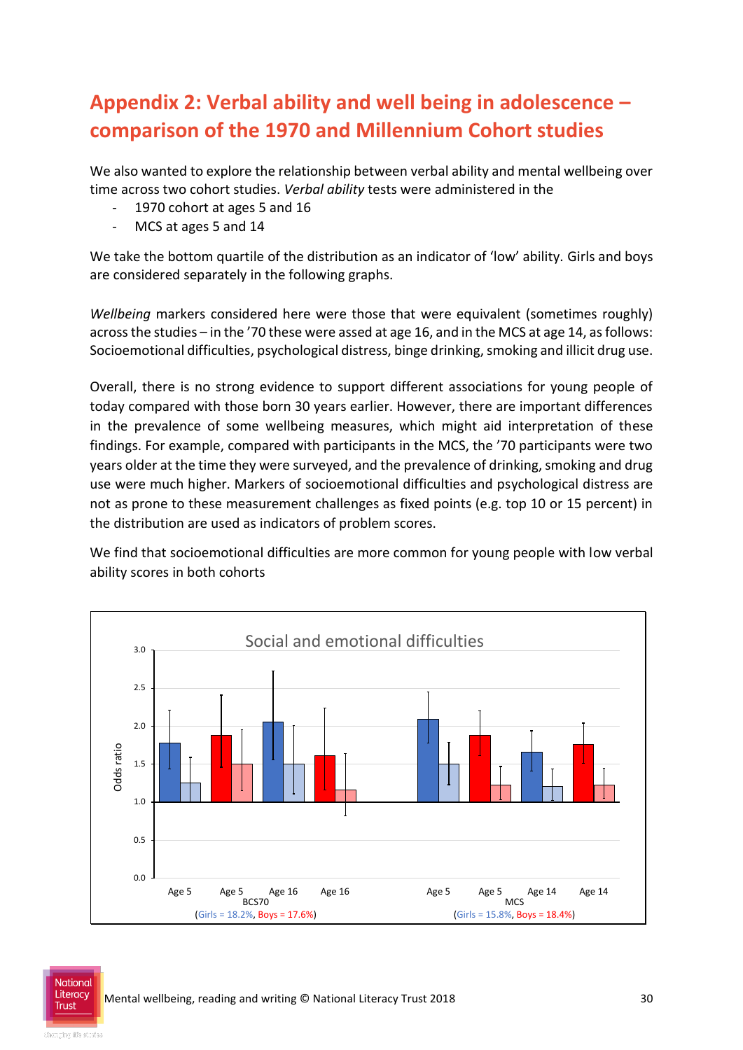# Appendix 2: Verbal ability and well being in adolescence – comparison of the 1970 and Millennium Cohort studies

We also wanted to explore the relationship between verbal ability and mental wellbeing over time across two cohort studies. *Verbal ability* tests were administered in the

- 1970 cohort at ages 5 and 16
- MCS at ages 5 and 14

We take the bottom quartile of the distribution as an indicator of 'low' ability. Girls and boys are considered separately in the following graphs.

*Wellbeing* markers considered here were those that were equivalent (sometimes roughly) across the studies – in the '70 these were assed at age 16, and in the MCS at age 14, as follows: Socioemotional difficulties, psychological distress, binge drinking, smoking and illicit drug use.

Overall, there is no strong evidence to support different associations for young people of today compared with those born 30 years earlier. However, there are important differences in the prevalence of some wellbeing measures, which might aid interpretation of these findings. For example, compared with participants in the MCS, the '70 participants were two years older at the time they were surveyed, and the prevalence of drinking, smoking and drug use were much higher. Markers of socioemotional difficulties and psychological distress are not as prone to these measurement challenges as fixed points (e.g. top 10 or 15 percent) in the distribution are used as indicators of problem scores.

We find that socioemotional difficulties are more common for young people with low verbal ability scores in both cohorts

Social and emotional difficulties

Odds ratio

Age 5 | Age 5 | Age 16 | Age 16 — BCS70 (Girls = 18.2%, Boys = 17.6%)

Age 5 | Age 5 | Age 14 | Age 14 — MCS (Girls = 15.8%, Boys = 18.4%)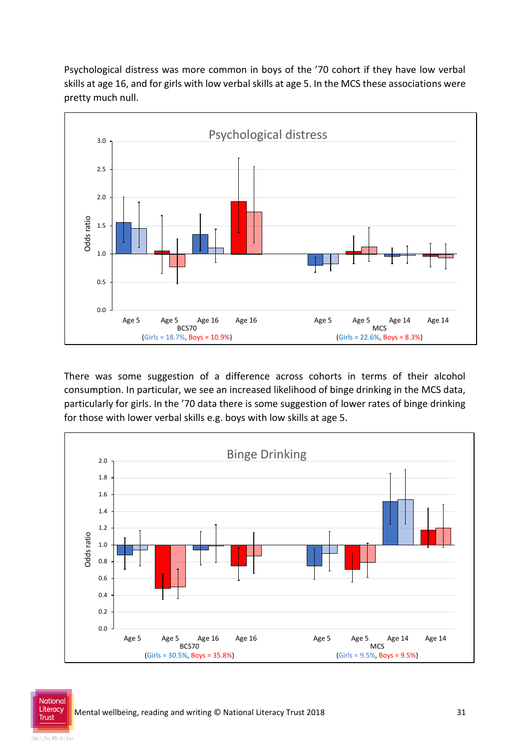Psychological distress was more common in boys of the ’70 cohort if they have low verbal skills at age 16, and for girls with low verbal skills at age 5. In the MCS these associations were pretty much null.

Psychological distress

(Girls = 18.7%, Boys = 10.9%) BCS70

(Girls = 22.6%, Boys = 8.3%) MCS

There was some suggestion of a difference across cohorts in terms of their alcohol consumption. In particular, we see an increased likelihood of binge drinking in the MCS data, particularly for girls. In the ’70 data there is some suggestion of lower rates of binge drinking for those with lower verbal skills e.g. boys with low skills at age 5.

Binge Drinking

(Girls = 30.5%, Boys = 35.8%) BCS70

(Girls = 9.5%, Boys = 9.5%) MCS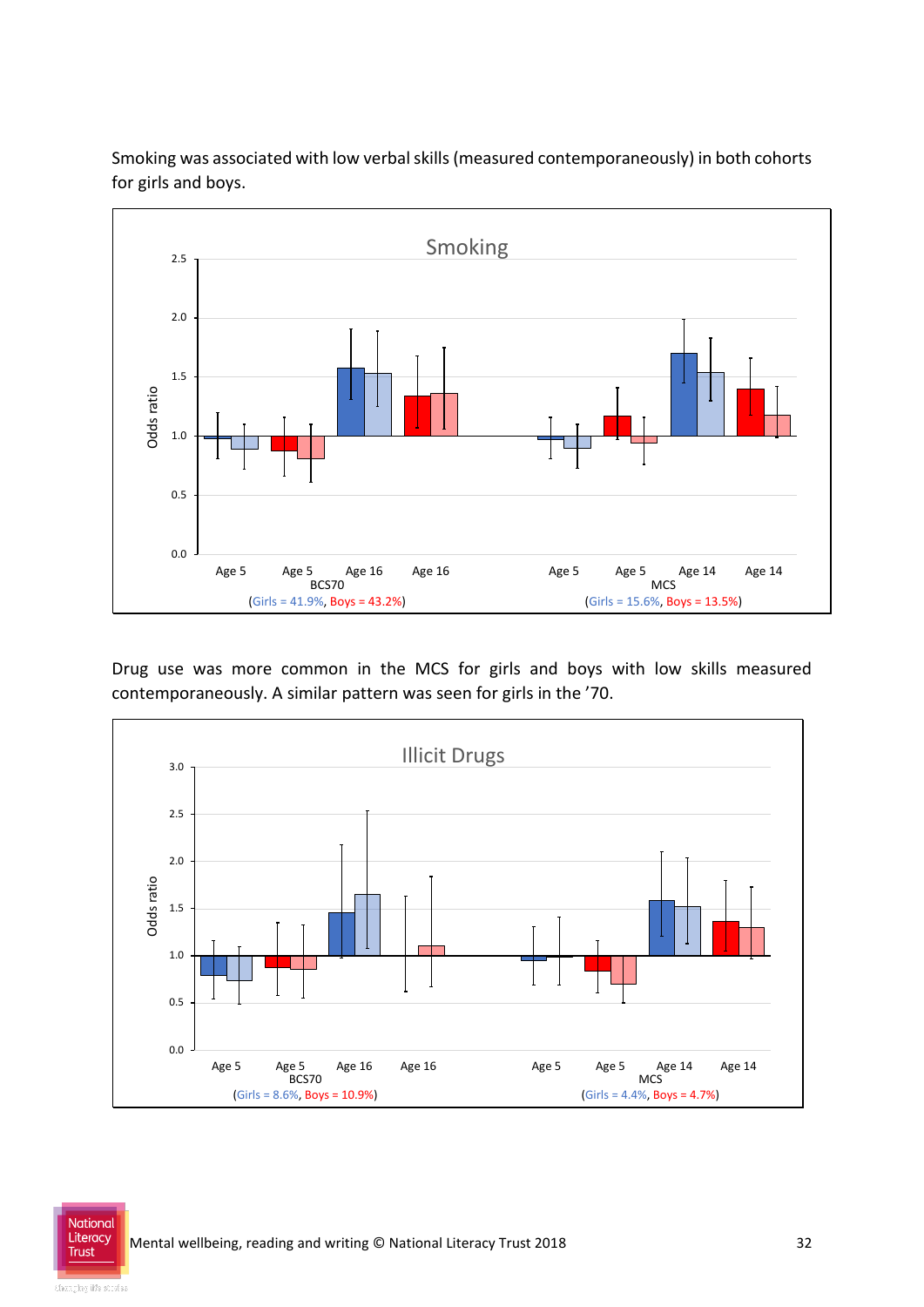Smoking was associated with low verbal skills (measured contemporaneously) in both cohorts for girls and boys.

Smoking

Odds ratio

Age 5 | Age 5 | Age 16 | Age 16 — BCS70 (Girls = 41.9%, Boys = 43.2%)

Age 5 | Age 5 | Age 14 | Age 14 — MCS (Girls = 15.6%, Boys = 13.5%)

Drug use was more common in the MCS for girls and boys with low skills measured contemporaneously. A similar pattern was seen for girls in the ’70.

Illicit Drugs

Odds ratio

Age 5 | Age 5 | Age 16 | Age 16 — BCS70 (Girls = 8.6%, Boys = 10.9%)

Age 5 | Age 5 | Age 14 | Age 14 — MCS (Girls = 4.4%, Boys = 4.7%)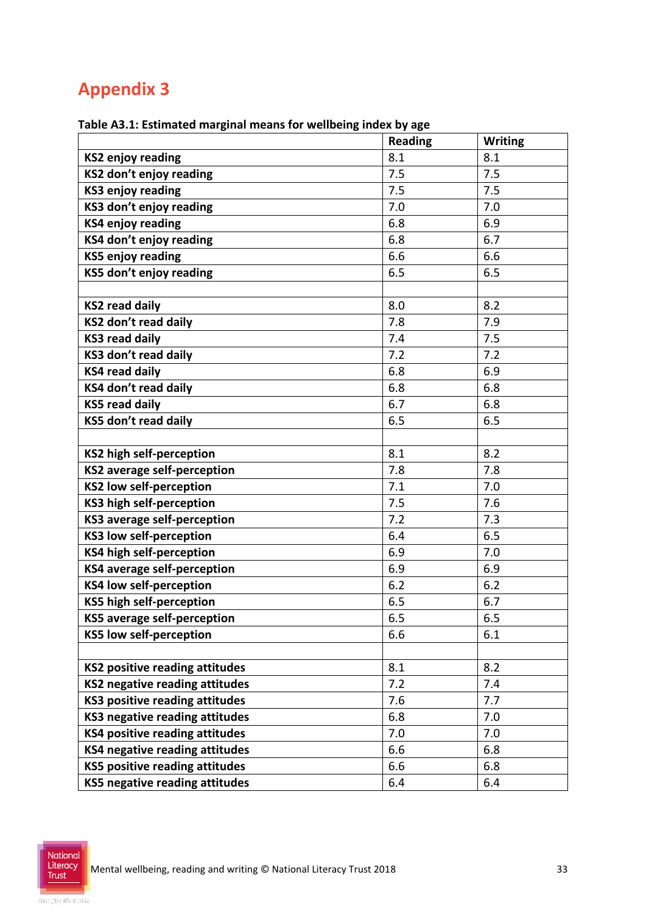# Appendix 3

**Table A3.1: Estimated marginal means for wellbeing index by age**

| | Reading | Writing |
|---|---|---|
| **KS2 enjoy reading** | 8.1 | 8.1 |
| **KS2 don't enjoy reading** | 7.5 | 7.5 |
| **KS3 enjoy reading** | 7.5 | 7.5 |
| **KS3 don't enjoy reading** | 7.0 | 7.0 |
| **KS4 enjoy reading** | 6.8 | 6.9 |
| **KS4 don't enjoy reading** | 6.8 | 6.7 |
| **KS5 enjoy reading** | 6.6 | 6.6 |
| **KS5 don't enjoy reading** | 6.5 | 6.5 |
| | | |
| **KS2 read daily** | 8.0 | 8.2 |
| **KS2 don't read daily** | 7.8 | 7.9 |
| **KS3 read daily** | 7.4 | 7.5 |
| **KS3 don't read daily** | 7.2 | 7.2 |
| **KS4 read daily** | 6.8 | 6.9 |
| **KS4 don't read daily** | 6.8 | 6.8 |
| **KS5 read daily** | 6.7 | 6.8 |
| **KS5 don't read daily** | 6.5 | 6.5 |
| | | |
| **KS2 high self-perception** | 8.1 | 8.2 |
| **KS2 average self-perception** | 7.8 | 7.8 |
| **KS2 low self-perception** | 7.1 | 7.0 |
| **KS3 high self-perception** | 7.5 | 7.6 |
| **KS3 average self-perception** | 7.2 | 7.3 |
| **KS3 low self-perception** | 6.4 | 6.5 |
| **KS4 high self-perception** | 6.9 | 7.0 |
| **KS4 average self-perception** | 6.9 | 6.9 |
| **KS4 low self-perception** | 6.2 | 6.2 |
| **KS5 high self-perception** | 6.5 | 6.7 |
| **KS5 average self-perception** | 6.5 | 6.5 |
| **KS5 low self-perception** | 6.6 | 6.1 |
| | | |
| **KS2 positive reading attitudes** | 8.1 | 8.2 |
| **KS2 negative reading attitudes** | 7.2 | 7.4 |
| **KS3 positive reading attitudes** | 7.6 | 7.7 |
| **KS3 negative reading attitudes** | 6.8 | 7.0 |
| **KS4 positive reading attitudes** | 7.0 | 7.0 |
| **KS4 negative reading attitudes** | 6.6 | 6.8 |
| **KS5 positive reading attitudes** | 6.6 | 6.8 |
| **KS5 negative reading attitudes** | 6.4 | 6.4 |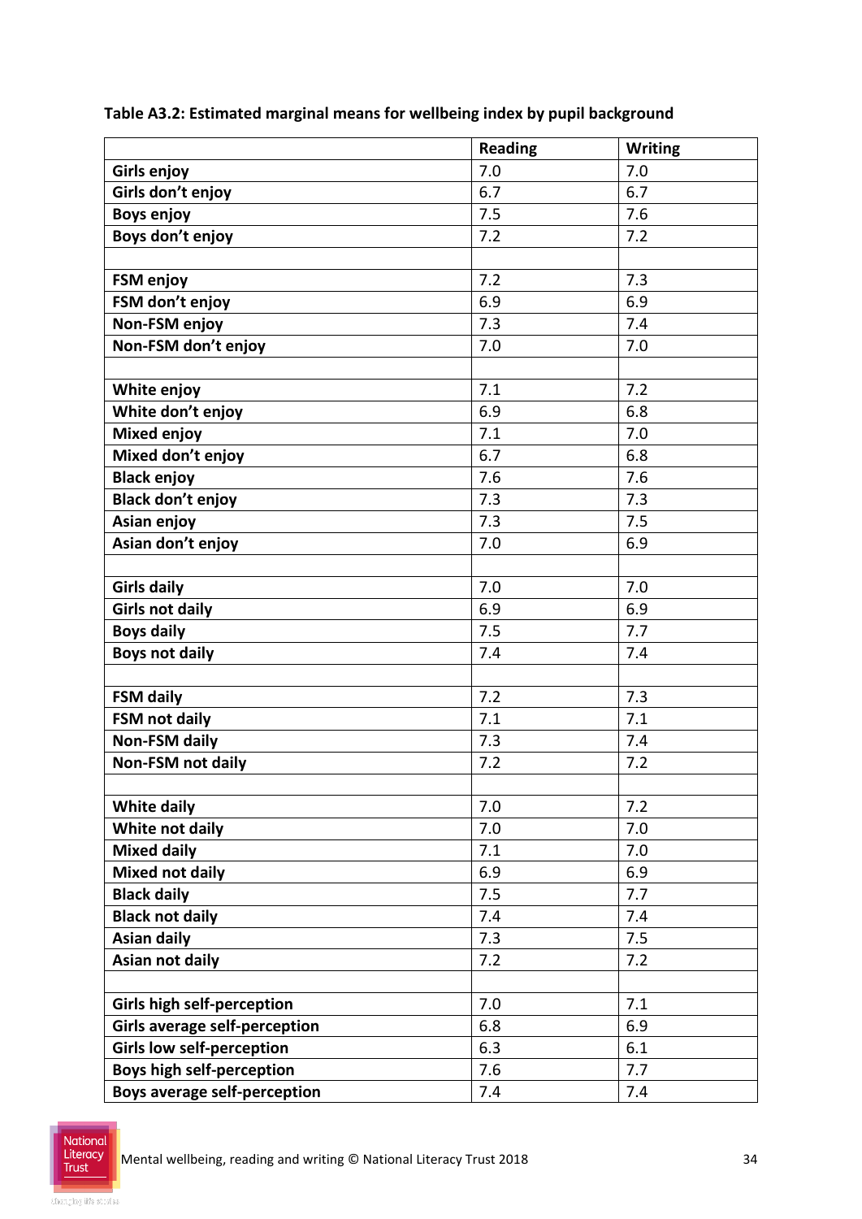**Table A3.2: Estimated marginal means for wellbeing index by pupil background**

| | Reading | Writing |
|---|---|---|
| **Girls enjoy** | 7.0 | 7.0 |
| **Girls don't enjoy** | 6.7 | 6.7 |
| **Boys enjoy** | 7.5 | 7.6 |
| **Boys don't enjoy** | 7.2 | 7.2 |
| | | |
| **FSM enjoy** | 7.2 | 7.3 |
| **FSM don't enjoy** | 6.9 | 6.9 |
| **Non-FSM enjoy** | 7.3 | 7.4 |
| **Non-FSM don't enjoy** | 7.0 | 7.0 |
| | | |
| **White enjoy** | 7.1 | 7.2 |
| **White don't enjoy** | 6.9 | 6.8 |
| **Mixed enjoy** | 7.1 | 7.0 |
| **Mixed don't enjoy** | 6.7 | 6.8 |
| **Black enjoy** | 7.6 | 7.6 |
| **Black don't enjoy** | 7.3 | 7.3 |
| **Asian enjoy** | 7.3 | 7.5 |
| **Asian don't enjoy** | 7.0 | 6.9 |
| | | |
| **Girls daily** | 7.0 | 7.0 |
| **Girls not daily** | 6.9 | 6.9 |
| **Boys daily** | 7.5 | 7.7 |
| **Boys not daily** | 7.4 | 7.4 |
| | | |
| **FSM daily** | 7.2 | 7.3 |
| **FSM not daily** | 7.1 | 7.1 |
| **Non-FSM daily** | 7.3 | 7.4 |
| **Non-FSM not daily** | 7.2 | 7.2 |
| | | |
| **White daily** | 7.0 | 7.2 |
| **White not daily** | 7.0 | 7.0 |
| **Mixed daily** | 7.1 | 7.0 |
| **Mixed not daily** | 6.9 | 6.9 |
| **Black daily** | 7.5 | 7.7 |
| **Black not daily** | 7.4 | 7.4 |
| **Asian daily** | 7.3 | 7.5 |
| **Asian not daily** | 7.2 | 7.2 |
| | | |
| **Girls high self-perception** | 7.0 | 7.1 |
| **Girls average self-perception** | 6.8 | 6.9 |
| **Girls low self-perception** | 6.3 | 6.1 |
| **Boys high self-perception** | 7.6 | 7.7 |
| **Boys average self-perception** | 7.4 | 7.4 |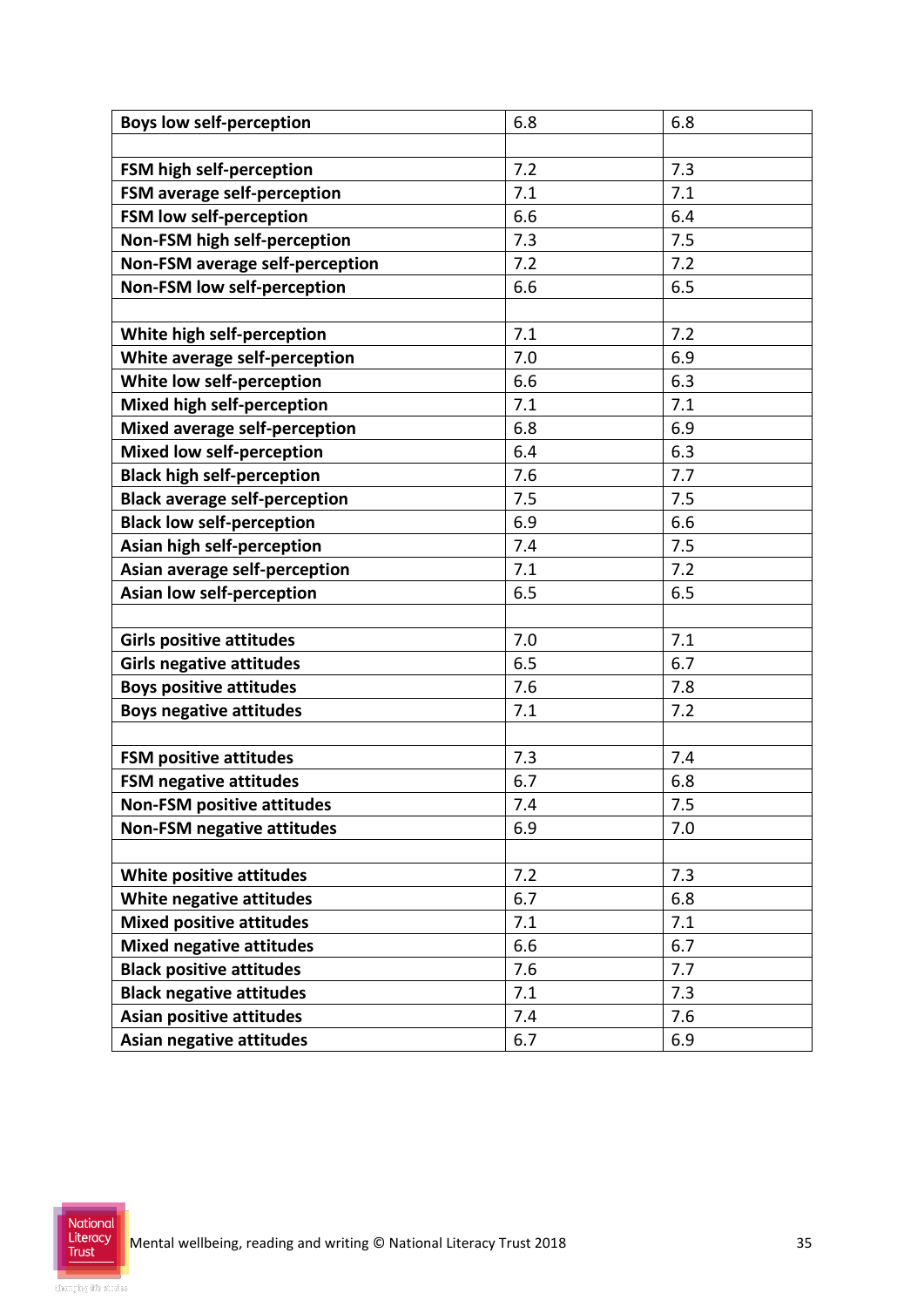| | | |
|---|---|---|
| **Boys low self-perception** | 6.8 | 6.8 |
| | | |
| **FSM high self-perception** | 7.2 | 7.3 |
| **FSM average self-perception** | 7.1 | 7.1 |
| **FSM low self-perception** | 6.6 | 6.4 |
| **Non-FSM high self-perception** | 7.3 | 7.5 |
| **Non-FSM average self-perception** | 7.2 | 7.2 |
| **Non-FSM low self-perception** | 6.6 | 6.5 |
| | | |
| **White high self-perception** | 7.1 | 7.2 |
| **White average self-perception** | 7.0 | 6.9 |
| **White low self-perception** | 6.6 | 6.3 |
| **Mixed high self-perception** | 7.1 | 7.1 |
| **Mixed average self-perception** | 6.8 | 6.9 |
| **Mixed low self-perception** | 6.4 | 6.3 |
| **Black high self-perception** | 7.6 | 7.7 |
| **Black average self-perception** | 7.5 | 7.5 |
| **Black low self-perception** | 6.9 | 6.6 |
| **Asian high self-perception** | 7.4 | 7.5 |
| **Asian average self-perception** | 7.1 | 7.2 |
| **Asian low self-perception** | 6.5 | 6.5 |
| | | |
| **Girls positive attitudes** | 7.0 | 7.1 |
| **Girls negative attitudes** | 6.5 | 6.7 |
| **Boys positive attitudes** | 7.6 | 7.8 |
| **Boys negative attitudes** | 7.1 | 7.2 |
| | | |
| **FSM positive attitudes** | 7.3 | 7.4 |
| **FSM negative attitudes** | 6.7 | 6.8 |
| **Non-FSM positive attitudes** | 7.4 | 7.5 |
| **Non-FSM negative attitudes** | 6.9 | 7.0 |
| | | |
| **White positive attitudes** | 7.2 | 7.3 |
| **White negative attitudes** | 6.7 | 6.8 |
| **Mixed positive attitudes** | 7.1 | 7.1 |
| **Mixed negative attitudes** | 6.6 | 6.7 |
| **Black positive attitudes** | 7.6 | 7.7 |
| **Black negative attitudes** | 7.1 | 7.3 |
| **Asian positive attitudes** | 7.4 | 7.6 |
| **Asian negative attitudes** | 6.7 | 6.9 |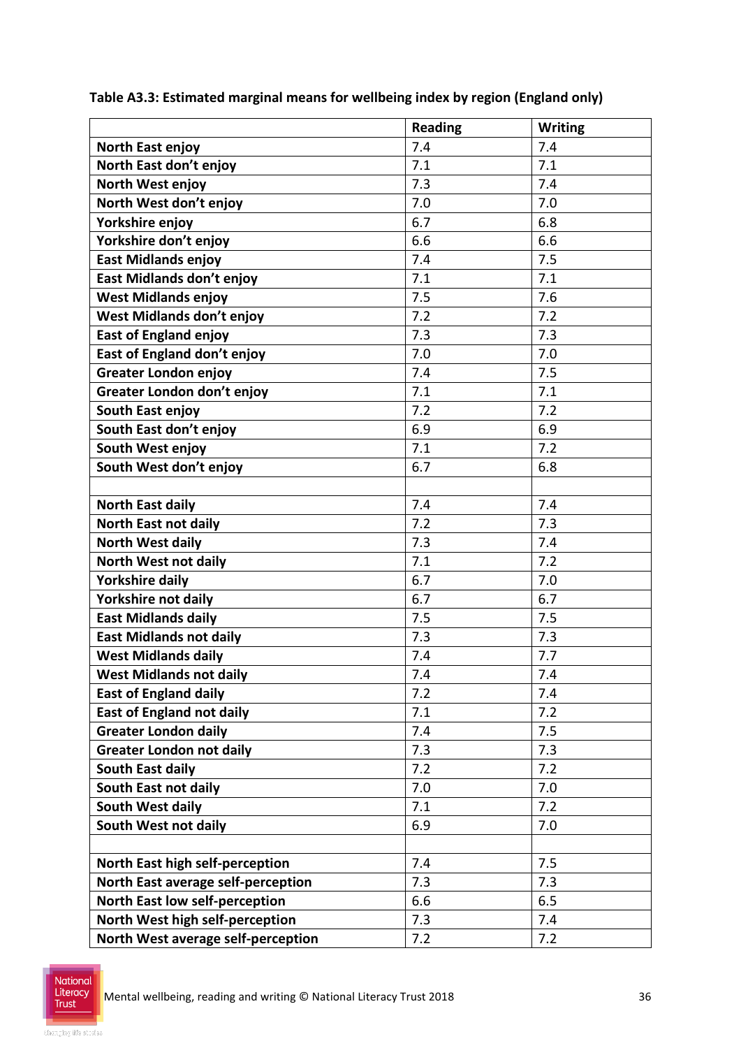**Table A3.3: Estimated marginal means for wellbeing index by region (England only)**

| | Reading | Writing |
|---|---|---|
| North East enjoy | 7.4 | 7.4 |
| North East don't enjoy | 7.1 | 7.1 |
| North West enjoy | 7.3 | 7.4 |
| North West don't enjoy | 7.0 | 7.0 |
| Yorkshire enjoy | 6.7 | 6.8 |
| Yorkshire don't enjoy | 6.6 | 6.6 |
| East Midlands enjoy | 7.4 | 7.5 |
| East Midlands don't enjoy | 7.1 | 7.1 |
| West Midlands enjoy | 7.5 | 7.6 |
| West Midlands don't enjoy | 7.2 | 7.2 |
| East of England enjoy | 7.3 | 7.3 |
| East of England don't enjoy | 7.0 | 7.0 |
| Greater London enjoy | 7.4 | 7.5 |
| Greater London don't enjoy | 7.1 | 7.1 |
| South East enjoy | 7.2 | 7.2 |
| South East don't enjoy | 6.9 | 6.9 |
| South West enjoy | 7.1 | 7.2 |
| South West don't enjoy | 6.7 | 6.8 |
| | | |
| North East daily | 7.4 | 7.4 |
| North East not daily | 7.2 | 7.3 |
| North West daily | 7.3 | 7.4 |
| North West not daily | 7.1 | 7.2 |
| Yorkshire daily | 6.7 | 7.0 |
| Yorkshire not daily | 6.7 | 6.7 |
| East Midlands daily | 7.5 | 7.5 |
| East Midlands not daily | 7.3 | 7.3 |
| West Midlands daily | 7.4 | 7.7 |
| West Midlands not daily | 7.4 | 7.4 |
| East of England daily | 7.2 | 7.4 |
| East of England not daily | 7.1 | 7.2 |
| Greater London daily | 7.4 | 7.5 |
| Greater London not daily | 7.3 | 7.3 |
| South East daily | 7.2 | 7.2 |
| South East not daily | 7.0 | 7.0 |
| South West daily | 7.1 | 7.2 |
| South West not daily | 6.9 | 7.0 |
| | | |
| North East high self-perception | 7.4 | 7.5 |
| North East average self-perception | 7.3 | 7.3 |
| North East low self-perception | 6.6 | 6.5 |
| North West high self-perception | 7.3 | 7.4 |
| North West average self-perception | 7.2 | 7.2 |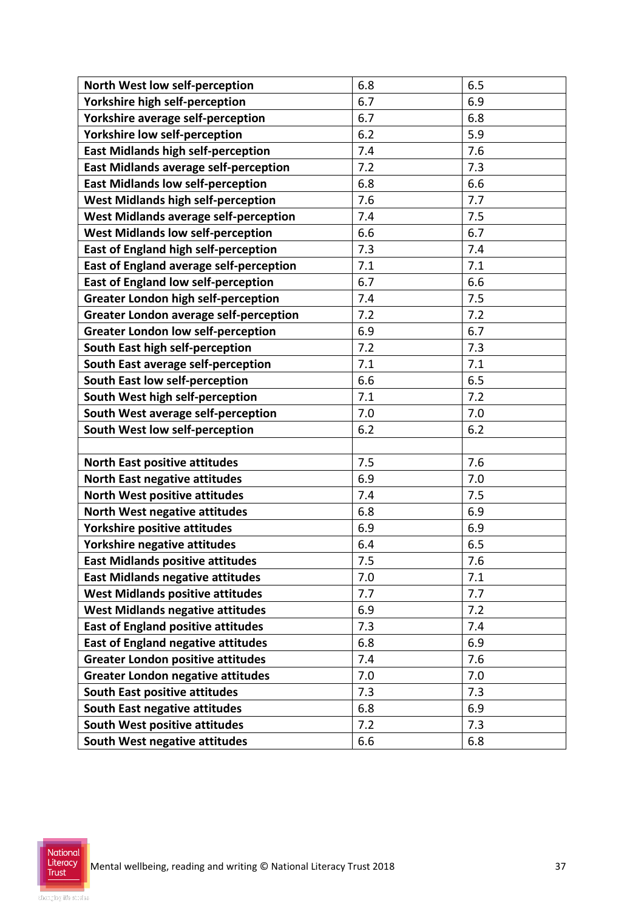| | | |
|---|---|---|
| **North West low self-perception** | 6.8 | 6.5 |
| **Yorkshire high self-perception** | 6.7 | 6.9 |
| **Yorkshire average self-perception** | 6.7 | 6.8 |
| **Yorkshire low self-perception** | 6.2 | 5.9 |
| **East Midlands high self-perception** | 7.4 | 7.6 |
| **East Midlands average self-perception** | 7.2 | 7.3 |
| **East Midlands low self-perception** | 6.8 | 6.6 |
| **West Midlands high self-perception** | 7.6 | 7.7 |
| **West Midlands average self-perception** | 7.4 | 7.5 |
| **West Midlands low self-perception** | 6.6 | 6.7 |
| **East of England high self-perception** | 7.3 | 7.4 |
| **East of England average self-perception** | 7.1 | 7.1 |
| **East of England low self-perception** | 6.7 | 6.6 |
| **Greater London high self-perception** | 7.4 | 7.5 |
| **Greater London average self-perception** | 7.2 | 7.2 |
| **Greater London low self-perception** | 6.9 | 6.7 |
| **South East high self-perception** | 7.2 | 7.3 |
| **South East average self-perception** | 7.1 | 7.1 |
| **South East low self-perception** | 6.6 | 6.5 |
| **South West high self-perception** | 7.1 | 7.2 |
| **South West average self-perception** | 7.0 | 7.0 |
| **South West low self-perception** | 6.2 | 6.2 |
| | | |
| **North East positive attitudes** | 7.5 | 7.6 |
| **North East negative attitudes** | 6.9 | 7.0 |
| **North West positive attitudes** | 7.4 | 7.5 |
| **North West negative attitudes** | 6.8 | 6.9 |
| **Yorkshire positive attitudes** | 6.9 | 6.9 |
| **Yorkshire negative attitudes** | 6.4 | 6.5 |
| **East Midlands positive attitudes** | 7.5 | 7.6 |
| **East Midlands negative attitudes** | 7.0 | 7.1 |
| **West Midlands positive attitudes** | 7.7 | 7.7 |
| **West Midlands negative attitudes** | 6.9 | 7.2 |
| **East of England positive attitudes** | 7.3 | 7.4 |
| **East of England negative attitudes** | 6.8 | 6.9 |
| **Greater London positive attitudes** | 7.4 | 7.6 |
| **Greater London negative attitudes** | 7.0 | 7.0 |
| **South East positive attitudes** | 7.3 | 7.3 |
| **South East negative attitudes** | 6.8 | 6.9 |
| **South West positive attitudes** | 7.2 | 7.3 |
| **South West negative attitudes** | 6.6 | 6.8 |